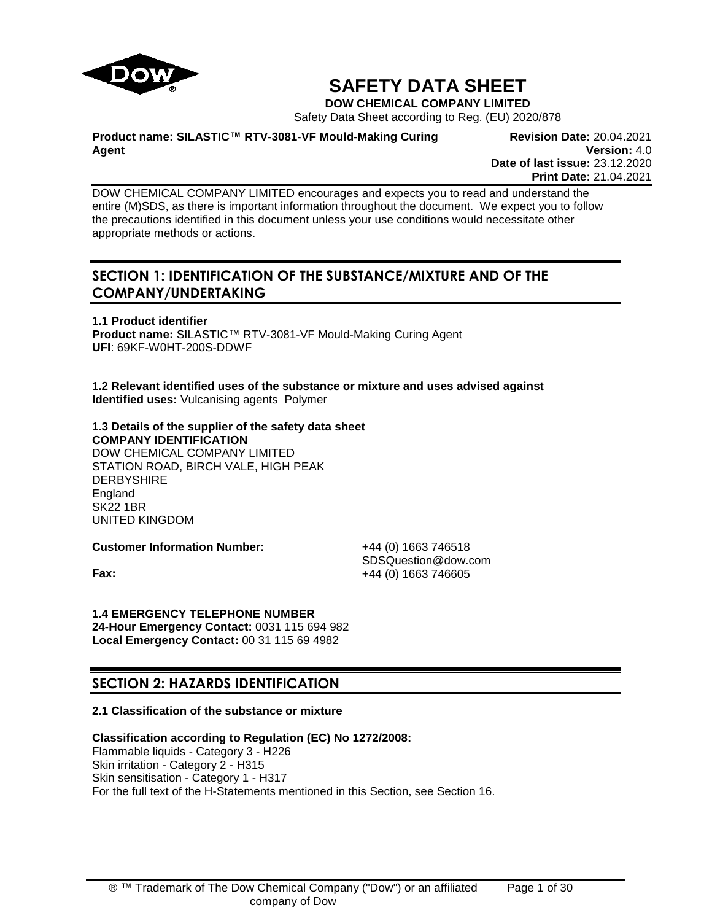# SAFETY DATA SHEET

**DOW CHEMICAL COMPANY LIMITED**

Safety Data Sheet according to Reg. (EU) 2020/878

**Product name: SILASTIC™ RTV-3081-VF Mould-Making Curing Agent**

**Revision Date:** 20.04.2021
**Version:** 4.0
**Date of last issue:** 23.12.2020
**Print Date:** 21.04.2021

DOW CHEMICAL COMPANY LIMITED encourages and expects you to read and understand the entire (M)SDS, as there is important information throughout the document. We expect you to follow the precautions identified in this document unless your use conditions would necessitate other appropriate methods or actions.

## SECTION 1: IDENTIFICATION OF THE SUBSTANCE/MIXTURE AND OF THE COMPANY/UNDERTAKING

**1.1 Product identifier**
**Product name:** SILASTIC™ RTV-3081-VF Mould-Making Curing Agent
**UFI**: 69KF-W0HT-200S-DDWF

**1.2 Relevant identified uses of the substance or mixture and uses advised against**
**Identified uses:** Vulcanising agents Polymer

**1.3 Details of the supplier of the safety data sheet**
**COMPANY IDENTIFICATION**
DOW CHEMICAL COMPANY LIMITED
STATION ROAD, BIRCH VALE, HIGH PEAK
DERBYSHIRE
England
SK22 1BR
UNITED KINGDOM

**Customer Information Number:** +44 (0) 1663 746518
SDSQuestion@dow.com
**Fax:** +44 (0) 1663 746605

**1.4 EMERGENCY TELEPHONE NUMBER**
**24-Hour Emergency Contact:** 0031 115 694 982
**Local Emergency Contact:** 00 31 115 69 4982

## SECTION 2: HAZARDS IDENTIFICATION

**2.1 Classification of the substance or mixture**

**Classification according to Regulation (EC) No 1272/2008:**
Flammable liquids - Category 3 - H226
Skin irritation - Category 2 - H315
Skin sensitisation - Category 1 - H317
For the full text of the H-Statements mentioned in this Section, see Section 16.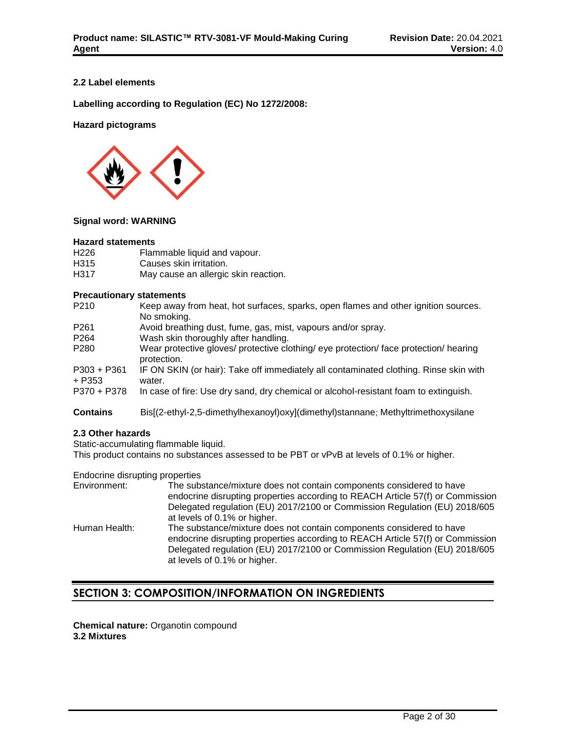### 2.2 Label elements

**Labelling according to Regulation (EC) No 1272/2008:**

**Hazard pictograms**

**Signal word: WARNING**

**Hazard statements**

| | |
|---|---|
| H226 | Flammable liquid and vapour. |
| H315 | Causes skin irritation. |
| H317 | May cause an allergic skin reaction. |

**Precautionary statements**

| | |
|---|---|
| P210 | Keep away from heat, hot surfaces, sparks, open flames and other ignition sources. No smoking. |
| P261 | Avoid breathing dust, fume, gas, mist, vapours and/or spray. |
| P264 | Wash skin thoroughly after handling. |
| P280 | Wear protective gloves/ protective clothing/ eye protection/ face protection/ hearing protection. |
| P303 + P361 + P353 | IF ON SKIN (or hair): Take off immediately all contaminated clothing. Rinse skin with water. |
| P370 + P378 | In case of fire: Use dry sand, dry chemical or alcohol-resistant foam to extinguish. |

**Contains** Bis[(2-ethyl-2,5-dimethylhexanoyl)oxy](dimethyl)stannane; Methyltrimethoxysilane

### 2.3 Other hazards

Static-accumulating flammable liquid.
This product contains no substances assessed to be PBT or vPvB at levels of 0.1% or higher.

Endocrine disrupting properties

| | |
|---|---|
| Environment: | The substance/mixture does not contain components considered to have endocrine disrupting properties according to REACH Article 57(f) or Commission Delegated regulation (EU) 2017/2100 or Commission Regulation (EU) 2018/605 at levels of 0.1% or higher. |
| Human Health: | The substance/mixture does not contain components considered to have endocrine disrupting properties according to REACH Article 57(f) or Commission Delegated regulation (EU) 2017/2100 or Commission Regulation (EU) 2018/605 at levels of 0.1% or higher. |

## SECTION 3: COMPOSITION/INFORMATION ON INGREDIENTS

**Chemical nature:** Organotin compound

**3.2 Mixtures**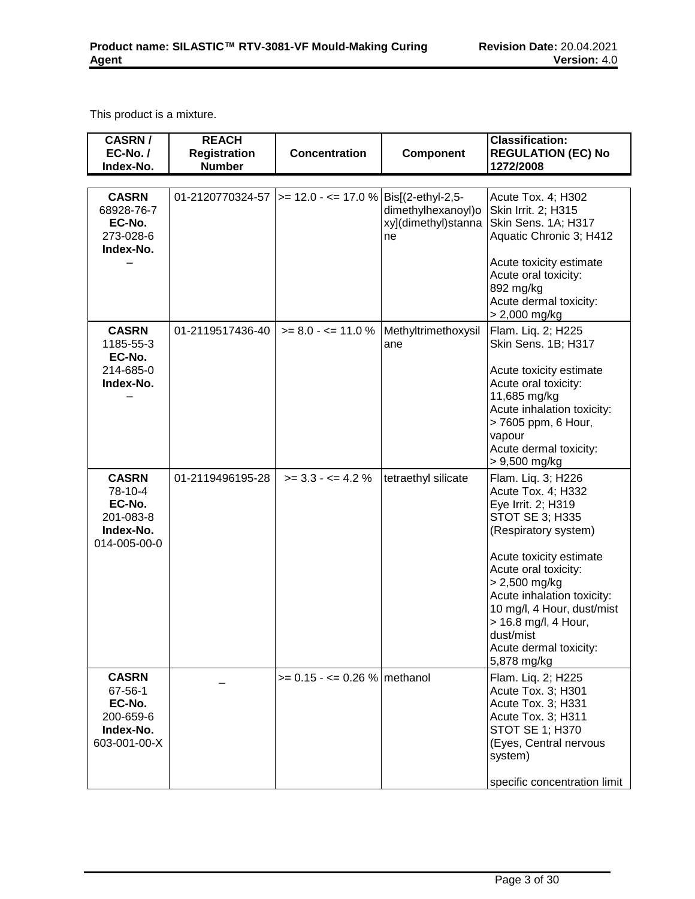This product is a mixture.

| CASRN / EC-No. / Index-No. | REACH Registration Number | Concentration | Component | Classification: REGULATION (EC) No 1272/2008 |
|---|---|---|---|---|
| **CASRN** 68928-76-7 **EC-No.** 273-028-6 **Index-No.** – | 01-2120770324-57 | >= 12.0 - <= 17.0 % | Bis[(2-ethyl-2,5-dimethylhexanoyl)oxy](dimethyl)stannane | Acute Tox. 4; H302<br>Skin Irrit. 2; H315<br>Skin Sens. 1A; H317<br>Aquatic Chronic 3; H412<br><br>Acute toxicity estimate<br>Acute oral toxicity: 892 mg/kg<br>Acute dermal toxicity: > 2,000 mg/kg |
| **CASRN** 1185-55-3 **EC-No.** 214-685-0 **Index-No.** – | 01-2119517436-40 | >= 8.0 - <= 11.0 % | Methyltrimethoxysilane | Flam. Liq. 2; H225<br>Skin Sens. 1B; H317<br><br>Acute toxicity estimate<br>Acute oral toxicity: 11,685 mg/kg<br>Acute inhalation toxicity: > 7605 ppm, 6 Hour, vapour<br>Acute dermal toxicity: > 9,500 mg/kg |
| **CASRN** 78-10-4 **EC-No.** 201-083-8 **Index-No.** 014-005-00-0 | 01-2119496195-28 | >= 3.3 - <= 4.2 % | tetraethyl silicate | Flam. Liq. 3; H226<br>Acute Tox. 4; H332<br>Eye Irrit. 2; H319<br>STOT SE 3; H335 (Respiratory system)<br><br>Acute toxicity estimate<br>Acute oral toxicity: > 2,500 mg/kg<br>Acute inhalation toxicity: 10 mg/l, 4 Hour, dust/mist<br>> 16.8 mg/l, 4 Hour, dust/mist<br>Acute dermal toxicity: 5,878 mg/kg |
| **CASRN** 67-56-1 **EC-No.** 200-659-6 **Index-No.** 603-001-00-X | – | >= 0.15 - <= 0.26 % | methanol | Flam. Liq. 2; H225<br>Acute Tox. 3; H301<br>Acute Tox. 3; H331<br>Acute Tox. 3; H311<br>STOT SE 1; H370 (Eyes, Central nervous system)<br><br>specific concentration limit |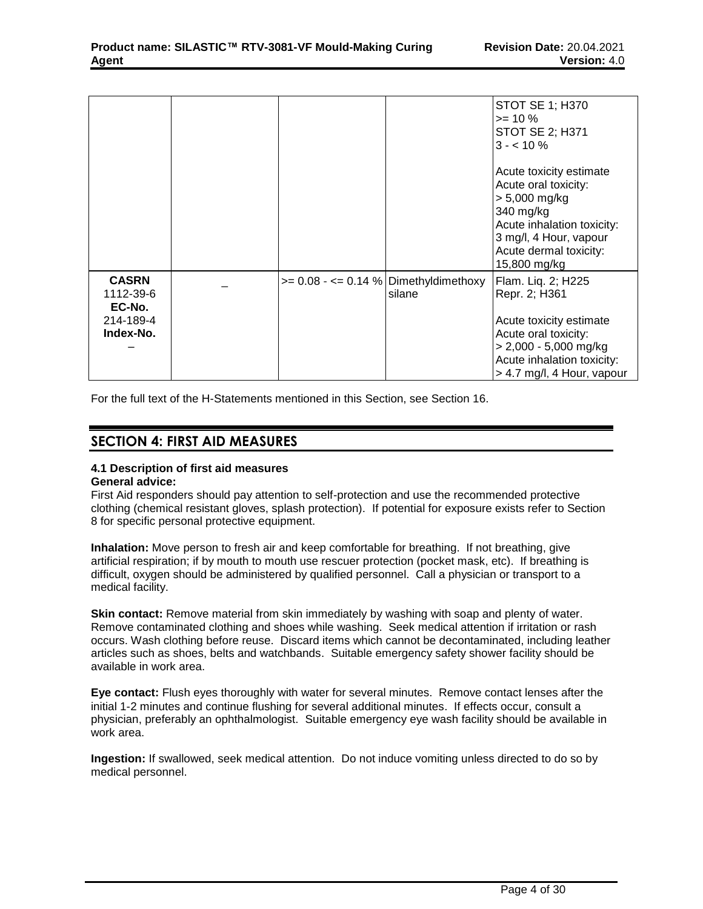| | | | | |
|---|---|---|---|---|
| | | | | STOT SE 1; H370<br>>= 10 %<br>STOT SE 2; H371<br>3 - < 10 %<br><br>Acute toxicity estimate<br>Acute oral toxicity:<br>> 5,000 mg/kg<br>340 mg/kg<br>Acute inhalation toxicity:<br>3 mg/l, 4 Hour, vapour<br>Acute dermal toxicity:<br>15,800 mg/kg |
| **CASRN**<br>1112-39-6<br>**EC-No.**<br>214-189-4<br>**Index-No.**<br>– | – | >= 0.08 - <= 0.14 % | Dimethyldimethoxy silane | Flam. Liq. 2; H225<br>Repr. 2; H361<br><br>Acute toxicity estimate<br>Acute oral toxicity:<br>> 2,000 - 5,000 mg/kg<br>Acute inhalation toxicity:<br>> 4.7 mg/l, 4 Hour, vapour |

For the full text of the H-Statements mentioned in this Section, see Section 16.

## SECTION 4: FIRST AID MEASURES

### 4.1 Description of first aid measures

**General advice:**

First Aid responders should pay attention to self-protection and use the recommended protective clothing (chemical resistant gloves, splash protection). If potential for exposure exists refer to Section 8 for specific personal protective equipment.

**Inhalation:** Move person to fresh air and keep comfortable for breathing. If not breathing, give artificial respiration; if by mouth to mouth use rescuer protection (pocket mask, etc). If breathing is difficult, oxygen should be administered by qualified personnel. Call a physician or transport to a medical facility.

**Skin contact:** Remove material from skin immediately by washing with soap and plenty of water. Remove contaminated clothing and shoes while washing. Seek medical attention if irritation or rash occurs. Wash clothing before reuse. Discard items which cannot be decontaminated, including leather articles such as shoes, belts and watchbands. Suitable emergency safety shower facility should be available in work area.

**Eye contact:** Flush eyes thoroughly with water for several minutes. Remove contact lenses after the initial 1-2 minutes and continue flushing for several additional minutes. If effects occur, consult a physician, preferably an ophthalmologist. Suitable emergency eye wash facility should be available in work area.

**Ingestion:** If swallowed, seek medical attention. Do not induce vomiting unless directed to do so by medical personnel.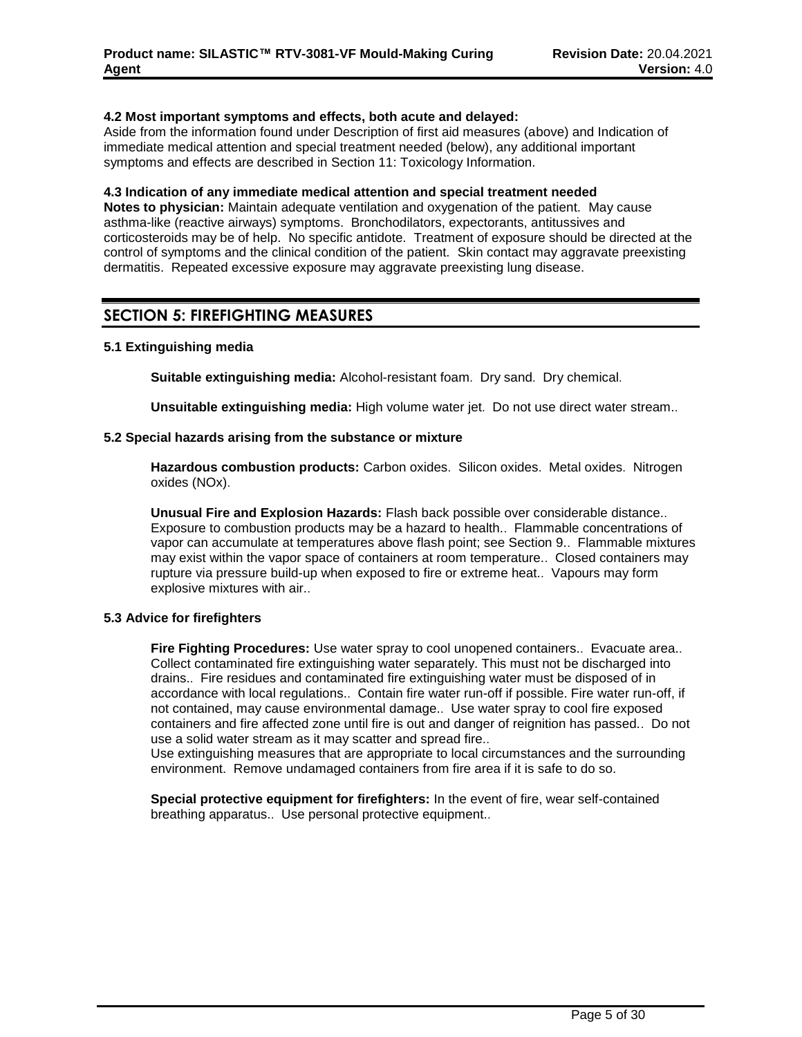**4.2 Most important symptoms and effects, both acute and delayed:**
Aside from the information found under Description of first aid measures (above) and Indication of immediate medical attention and special treatment needed (below), any additional important symptoms and effects are described in Section 11: Toxicology Information.

**4.3 Indication of any immediate medical attention and special treatment needed**
**Notes to physician:** Maintain adequate ventilation and oxygenation of the patient. May cause asthma-like (reactive airways) symptoms. Bronchodilators, expectorants, antitussives and corticosteroids may be of help. No specific antidote. Treatment of exposure should be directed at the control of symptoms and the clinical condition of the patient. Skin contact may aggravate preexisting dermatitis. Repeated excessive exposure may aggravate preexisting lung disease.

## SECTION 5: FIREFIGHTING MEASURES

**5.1 Extinguishing media**

**Suitable extinguishing media:** Alcohol-resistant foam. Dry sand. Dry chemical.

**Unsuitable extinguishing media:** High volume water jet. Do not use direct water stream..

**5.2 Special hazards arising from the substance or mixture**

**Hazardous combustion products:** Carbon oxides. Silicon oxides. Metal oxides. Nitrogen oxides (NOx).

**Unusual Fire and Explosion Hazards:** Flash back possible over considerable distance.. Exposure to combustion products may be a hazard to health.. Flammable concentrations of vapor can accumulate at temperatures above flash point; see Section 9.. Flammable mixtures may exist within the vapor space of containers at room temperature.. Closed containers may rupture via pressure build-up when exposed to fire or extreme heat.. Vapours may form explosive mixtures with air..

**5.3 Advice for firefighters**

**Fire Fighting Procedures:** Use water spray to cool unopened containers.. Evacuate area.. Collect contaminated fire extinguishing water separately. This must not be discharged into drains.. Fire residues and contaminated fire extinguishing water must be disposed of in accordance with local regulations.. Contain fire water run-off if possible. Fire water run-off, if not contained, may cause environmental damage.. Use water spray to cool fire exposed containers and fire affected zone until fire is out and danger of reignition has passed.. Do not use a solid water stream as it may scatter and spread fire..
Use extinguishing measures that are appropriate to local circumstances and the surrounding environment. Remove undamaged containers from fire area if it is safe to do so.

**Special protective equipment for firefighters:** In the event of fire, wear self-contained breathing apparatus.. Use personal protective equipment..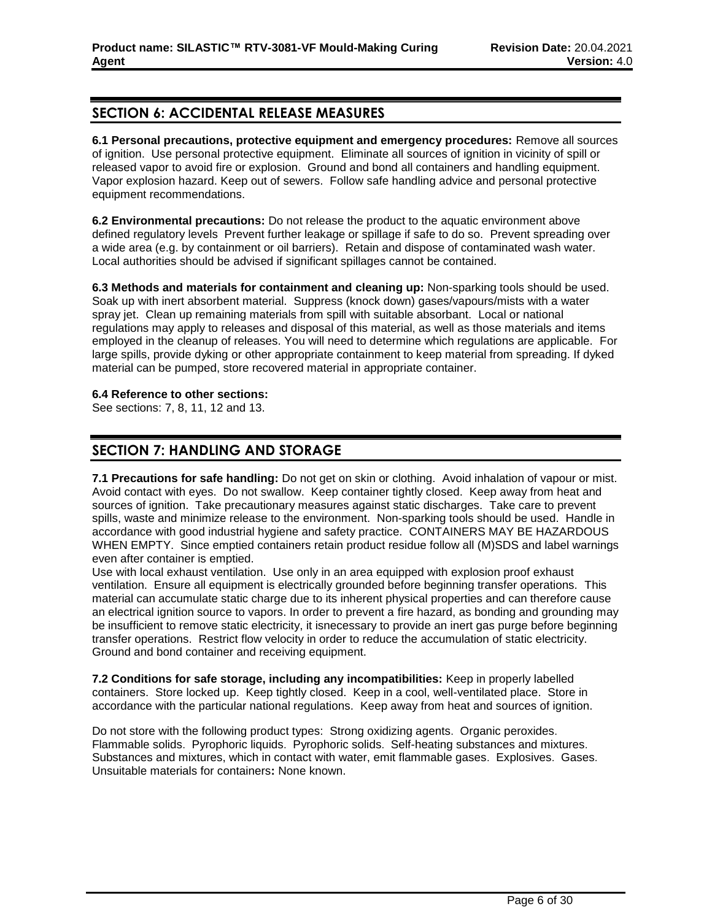## SECTION 6: ACCIDENTAL RELEASE MEASURES

**6.1 Personal precautions, protective equipment and emergency procedures:** Remove all sources of ignition. Use personal protective equipment. Eliminate all sources of ignition in vicinity of spill or released vapor to avoid fire or explosion. Ground and bond all containers and handling equipment. Vapor explosion hazard. Keep out of sewers. Follow safe handling advice and personal protective equipment recommendations.

**6.2 Environmental precautions:** Do not release the product to the aquatic environment above defined regulatory levels Prevent further leakage or spillage if safe to do so. Prevent spreading over a wide area (e.g. by containment or oil barriers). Retain and dispose of contaminated wash water. Local authorities should be advised if significant spillages cannot be contained.

**6.3 Methods and materials for containment and cleaning up:** Non-sparking tools should be used. Soak up with inert absorbent material. Suppress (knock down) gases/vapours/mists with a water spray jet. Clean up remaining materials from spill with suitable absorbant. Local or national regulations may apply to releases and disposal of this material, as well as those materials and items employed in the cleanup of releases. You will need to determine which regulations are applicable. For large spills, provide dyking or other appropriate containment to keep material from spreading. If dyked material can be pumped, store recovered material in appropriate container.

**6.4 Reference to other sections:**
See sections: 7, 8, 11, 12 and 13.

## SECTION 7: HANDLING AND STORAGE

**7.1 Precautions for safe handling:** Do not get on skin or clothing. Avoid inhalation of vapour or mist. Avoid contact with eyes. Do not swallow. Keep container tightly closed. Keep away from heat and sources of ignition. Take precautionary measures against static discharges. Take care to prevent spills, waste and minimize release to the environment. Non-sparking tools should be used. Handle in accordance with good industrial hygiene and safety practice. CONTAINERS MAY BE HAZARDOUS WHEN EMPTY. Since emptied containers retain product residue follow all (M)SDS and label warnings even after container is emptied.
Use with local exhaust ventilation. Use only in an area equipped with explosion proof exhaust ventilation. Ensure all equipment is electrically grounded before beginning transfer operations. This material can accumulate static charge due to its inherent physical properties and can therefore cause an electrical ignition source to vapors. In order to prevent a fire hazard, as bonding and grounding may be insufficient to remove static electricity, it isnecessary to provide an inert gas purge before beginning transfer operations. Restrict flow velocity in order to reduce the accumulation of static electricity. Ground and bond container and receiving equipment.

**7.2 Conditions for safe storage, including any incompatibilities:** Keep in properly labelled containers. Store locked up. Keep tightly closed. Keep in a cool, well-ventilated place. Store in accordance with the particular national regulations. Keep away from heat and sources of ignition.

Do not store with the following product types: Strong oxidizing agents. Organic peroxides. Flammable solids. Pyrophoric liquids. Pyrophoric solids. Self-heating substances and mixtures. Substances and mixtures, which in contact with water, emit flammable gases. Explosives. Gases.
Unsuitable materials for containers**:** None known.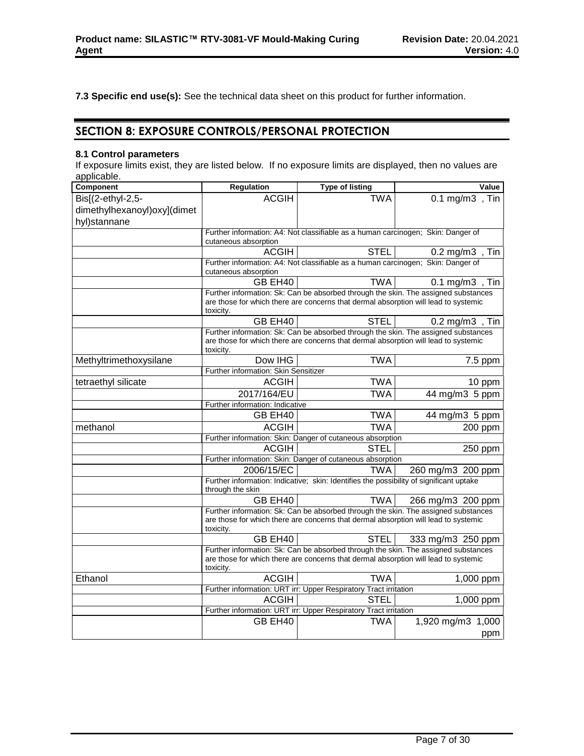**7.3 Specific end use(s):** See the technical data sheet on this product for further information.

## SECTION 8: EXPOSURE CONTROLS/PERSONAL PROTECTION

### 8.1 Control parameters

If exposure limits exist, they are listed below. If no exposure limits are displayed, then no values are applicable.

| Component | Regulation | Type of listing | Value |
|---|---|---|---|
| Bis[(2-ethyl-2,5-dimethylhexanoyl)oxy](dimethyl)stannane | ACGIH | TWA | 0.1 mg/m3 , Tin |
| | Further information: A4: Not classifiable as a human carcinogen; Skin: Danger of cutaneous absorption | | |
| | ACGIH | STEL | 0.2 mg/m3 , Tin |
| | Further information: A4: Not classifiable as a human carcinogen; Skin: Danger of cutaneous absorption | | |
| | GB EH40 | TWA | 0.1 mg/m3 , Tin |
| | Further information: Sk: Can be absorbed through the skin. The assigned substances are those for which there are concerns that dermal absorption will lead to systemic toxicity. | | |
| | GB EH40 | STEL | 0.2 mg/m3 , Tin |
| | Further information: Sk: Can be absorbed through the skin. The assigned substances are those for which there are concerns that dermal absorption will lead to systemic toxicity. | | |
| Methyltrimethoxysilane | Dow IHG | TWA | 7.5 ppm |
| | Further information: Skin Sensitizer | | |
| tetraethyl silicate | ACGIH | TWA | 10 ppm |
| | 2017/164/EU | TWA | 44 mg/m3 5 ppm |
| | Further information: Indicative | | |
| | GB EH40 | TWA | 44 mg/m3 5 ppm |
| methanol | ACGIH | TWA | 200 ppm |
| | Further information: Skin: Danger of cutaneous absorption | | |
| | ACGIH | STEL | 250 ppm |
| | Further information: Skin: Danger of cutaneous absorption | | |
| | 2006/15/EC | TWA | 260 mg/m3 200 ppm |
| | Further information: Indicative; skin: Identifies the possibility of significant uptake through the skin | | |
| | GB EH40 | TWA | 266 mg/m3 200 ppm |
| | Further information: Sk: Can be absorbed through the skin. The assigned substances are those for which there are concerns that dermal absorption will lead to systemic toxicity. | | |
| | GB EH40 | STEL | 333 mg/m3 250 ppm |
| | Further information: Sk: Can be absorbed through the skin. The assigned substances are those for which there are concerns that dermal absorption will lead to systemic toxicity. | | |
| Ethanol | ACGIH | TWA | 1,000 ppm |
| | Further information: URT irr: Upper Respiratory Tract irritation | | |
| | ACGIH | STEL | 1,000 ppm |
| | Further information: URT irr: Upper Respiratory Tract irritation | | |
| | GB EH40 | TWA | 1,920 mg/m3 1,000 ppm |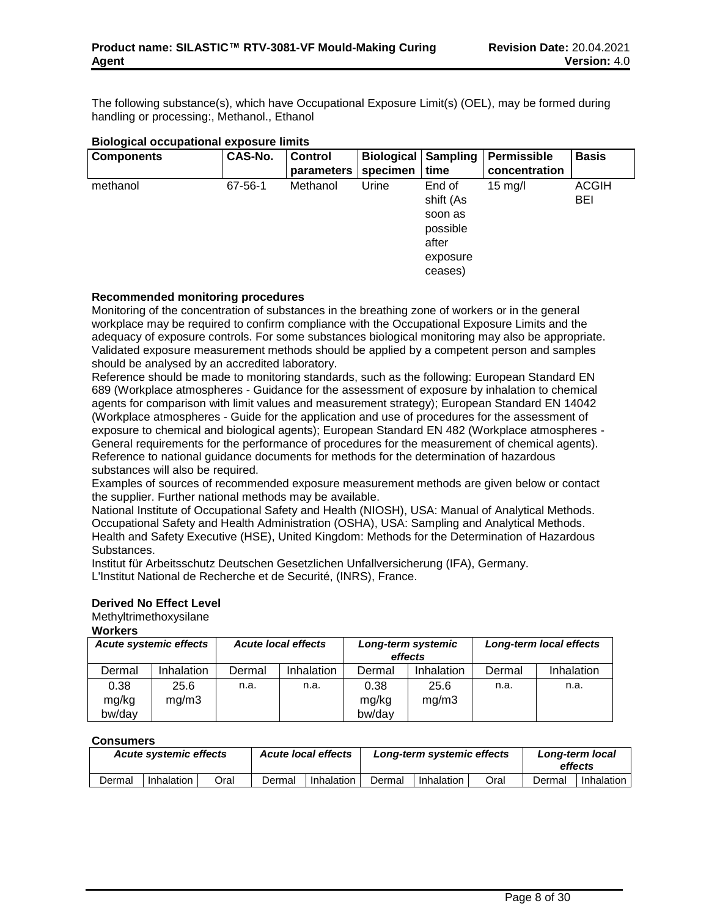The following substance(s), which have Occupational Exposure Limit(s) (OEL), may be formed during handling or processing:, Methanol., Ethanol

**Biological occupational exposure limits**

| Components | CAS-No. | Control parameters | Biological specimen | Sampling time | Permissible concentration | Basis |
|---|---|---|---|---|---|---|
| methanol | 67-56-1 | Methanol | Urine | End of shift (As soon as possible after exposure ceases) | 15 mg/l | ACGIH BEI |

**Recommended monitoring procedures**

Monitoring of the concentration of substances in the breathing zone of workers or in the general workplace may be required to confirm compliance with the Occupational Exposure Limits and the adequacy of exposure controls. For some substances biological monitoring may also be appropriate. Validated exposure measurement methods should be applied by a competent person and samples should be analysed by an accredited laboratory.

Reference should be made to monitoring standards, such as the following: European Standard EN 689 (Workplace atmospheres - Guidance for the assessment of exposure by inhalation to chemical agents for comparison with limit values and measurement strategy); European Standard EN 14042 (Workplace atmospheres - Guide for the application and use of procedures for the assessment of exposure to chemical and biological agents); European Standard EN 482 (Workplace atmospheres - General requirements for the performance of procedures for the measurement of chemical agents). Reference to national guidance documents for methods for the determination of hazardous substances will also be required.

Examples of sources of recommended exposure measurement methods are given below or contact the supplier. Further national methods may be available.

National Institute of Occupational Safety and Health (NIOSH), USA: Manual of Analytical Methods.
Occupational Safety and Health Administration (OSHA), USA: Sampling and Analytical Methods.
Health and Safety Executive (HSE), United Kingdom: Methods for the Determination of Hazardous Substances.
Institut für Arbeitsschutz Deutschen Gesetzlichen Unfallversicherung (IFA), Germany.
L'Institut National de Recherche et de Securité, (INRS), France.

**Derived No Effect Level**

Methyltrimethoxysilane

**Workers**

| *Acute systemic effects* | | *Acute local effects* | | *Long-term systemic effects* | | *Long-term local effects* | |
|---|---|---|---|---|---|---|---|
| Dermal | Inhalation | Dermal | Inhalation | Dermal | Inhalation | Dermal | Inhalation |
| 0.38 mg/kg bw/day | 25.6 mg/m3 | n.a. | n.a. | 0.38 mg/kg bw/day | 25.6 mg/m3 | n.a. | n.a. |

**Consumers**

| *Acute systemic effects* | | | *Acute local effects* | | *Long-term systemic effects* | | | *Long-term local effects* | |
|---|---|---|---|---|---|---|---|---|---|
| Dermal | Inhalation | Oral | Dermal | Inhalation | Dermal | Inhalation | Oral | Dermal | Inhalation |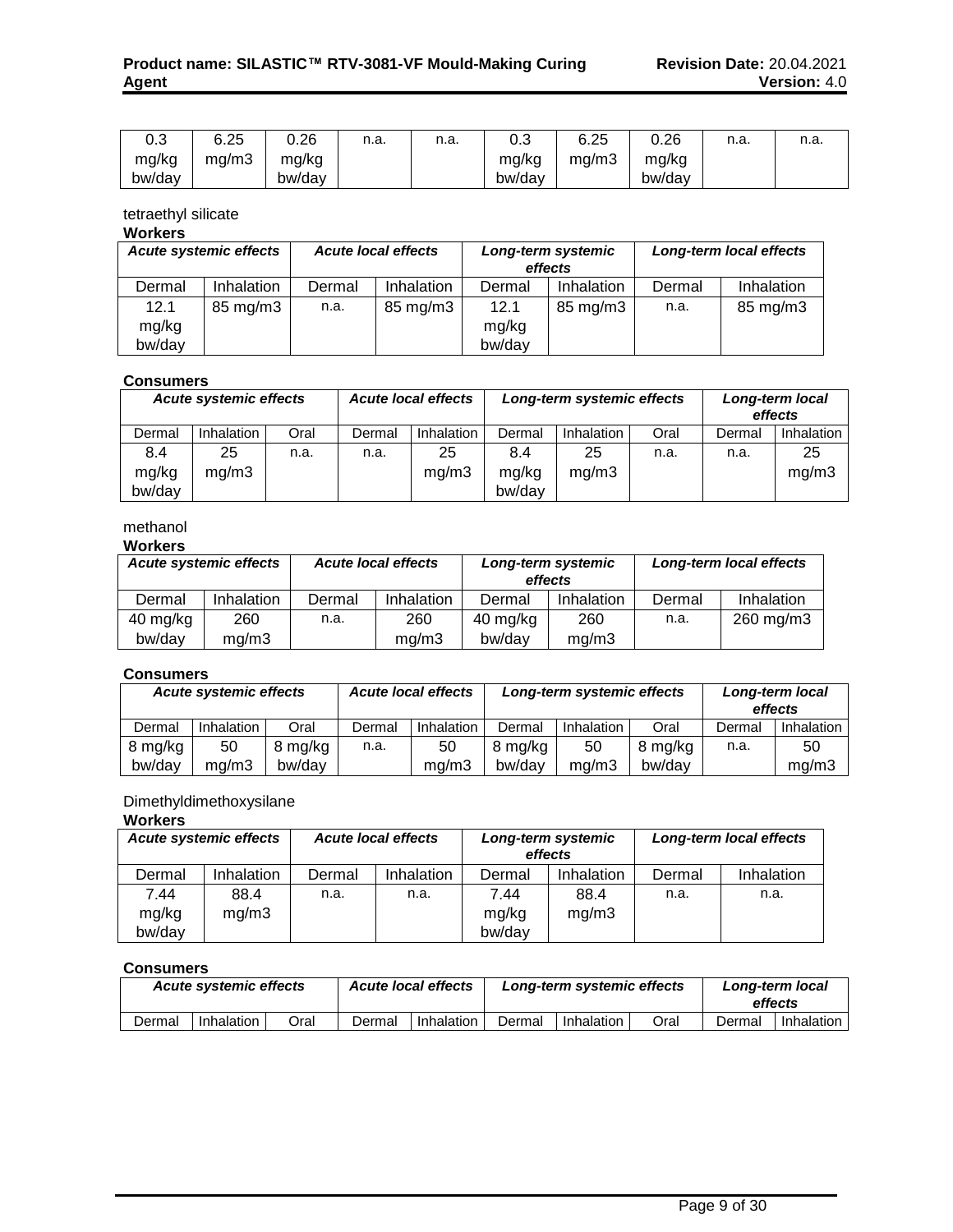| 0.3 mg/kg bw/day | 6.25 mg/m3 | 0.26 mg/kg bw/day | n.a. | n.a. | 0.3 mg/kg bw/day | 6.25 mg/m3 | 0.26 mg/kg bw/day | n.a. | n.a. |
|---|---|---|---|---|---|---|---|---|---|

tetraethyl silicate

**Workers**

| ***Acute systemic effects*** | | ***Acute local effects*** | | ***Long-term systemic effects*** | | ***Long-term local effects*** | |
|---|---|---|---|---|---|---|---|
| Dermal | Inhalation | Dermal | Inhalation | Dermal | Inhalation | Dermal | Inhalation |
| 12.1 mg/kg bw/day | 85 mg/m3 | n.a. | 85 mg/m3 | 12.1 mg/kg bw/day | 85 mg/m3 | n.a. | 85 mg/m3 |

**Consumers**

| ***Acute systemic effects*** | | | ***Acute local effects*** | | ***Long-term systemic effects*** | | | ***Long-term local effects*** | |
|---|---|---|---|---|---|---|---|---|---|
| Dermal | Inhalation | Oral | Dermal | Inhalation | Dermal | Inhalation | Oral | Dermal | Inhalation |
| 8.4 mg/kg bw/day | 25 mg/m3 | n.a. | n.a. | 25 mg/m3 | 8.4 mg/kg bw/day | 25 mg/m3 | n.a. | n.a. | 25 mg/m3 |

methanol

**Workers**

| ***Acute systemic effects*** | | ***Acute local effects*** | | ***Long-term systemic effects*** | | ***Long-term local effects*** | |
|---|---|---|---|---|---|---|---|
| Dermal | Inhalation | Dermal | Inhalation | Dermal | Inhalation | Dermal | Inhalation |
| 40 mg/kg bw/day | 260 mg/m3 | n.a. | 260 mg/m3 | 40 mg/kg bw/day | 260 mg/m3 | n.a. | 260 mg/m3 |

**Consumers**

| ***Acute systemic effects*** | | | ***Acute local effects*** | | ***Long-term systemic effects*** | | | ***Long-term local effects*** | |
|---|---|---|---|---|---|---|---|---|---|
| Dermal | Inhalation | Oral | Dermal | Inhalation | Dermal | Inhalation | Oral | Dermal | Inhalation |
| 8 mg/kg bw/day | 50 mg/m3 | 8 mg/kg bw/day | n.a. | 50 mg/m3 | 8 mg/kg bw/day | 50 mg/m3 | 8 mg/kg bw/day | n.a. | 50 mg/m3 |

Dimethyldimethoxysilane

**Workers**

| ***Acute systemic effects*** | | ***Acute local effects*** | | ***Long-term systemic effects*** | | ***Long-term local effects*** | |
|---|---|---|---|---|---|---|---|
| Dermal | Inhalation | Dermal | Inhalation | Dermal | Inhalation | Dermal | Inhalation |
| 7.44 mg/kg bw/day | 88.4 mg/m3 | n.a. | n.a. | 7.44 mg/kg bw/day | 88.4 mg/m3 | n.a. | n.a. |

**Consumers**

| ***Acute systemic effects*** | | | ***Acute local effects*** | | ***Long-term systemic effects*** | | | ***Long-term local effects*** | |
|---|---|---|---|---|---|---|---|---|---|
| Dermal | Inhalation | Oral | Dermal | Inhalation | Dermal | Inhalation | Oral | Dermal | Inhalation |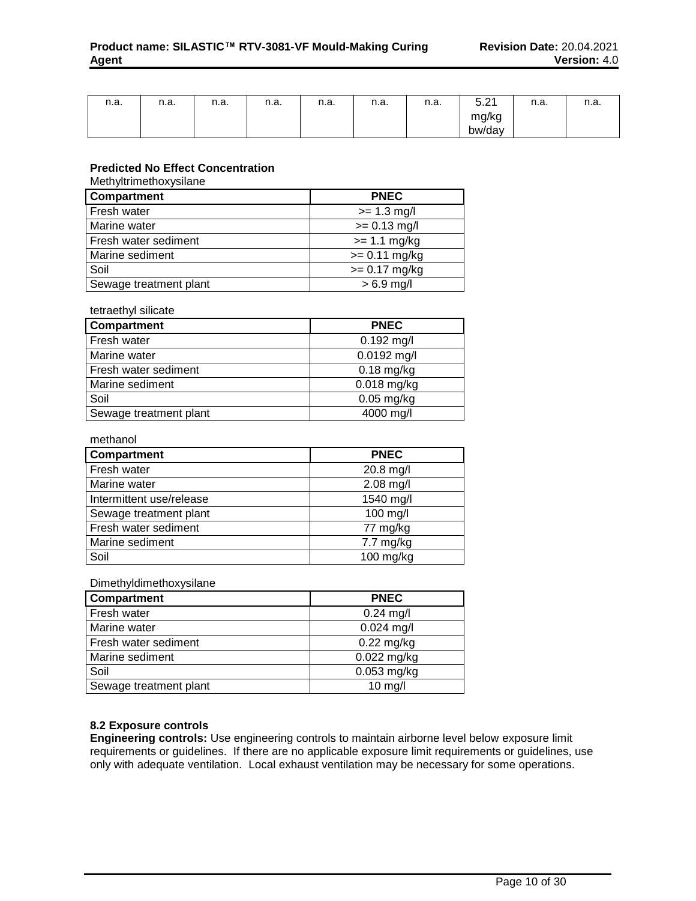| n.a. | n.a. | n.a. | n.a. | n.a. | n.a. | n.a. | 5.21 mg/kg bw/day | n.a. | n.a. |
|---|---|---|---|---|---|---|---|---|---|

**Predicted No Effect Concentration**

Methyltrimethoxysilane

| Compartment | PNEC |
|---|---|
| Fresh water | >= 1.3 mg/l |
| Marine water | >= 0.13 mg/l |
| Fresh water sediment | >= 1.1 mg/kg |
| Marine sediment | >= 0.11 mg/kg |
| Soil | >= 0.17 mg/kg |
| Sewage treatment plant | > 6.9 mg/l |

tetraethyl silicate

| Compartment | PNEC |
|---|---|
| Fresh water | 0.192 mg/l |
| Marine water | 0.0192 mg/l |
| Fresh water sediment | 0.18 mg/kg |
| Marine sediment | 0.018 mg/kg |
| Soil | 0.05 mg/kg |
| Sewage treatment plant | 4000 mg/l |

methanol

| Compartment | PNEC |
|---|---|
| Fresh water | 20.8 mg/l |
| Marine water | 2.08 mg/l |
| Intermittent use/release | 1540 mg/l |
| Sewage treatment plant | 100 mg/l |
| Fresh water sediment | 77 mg/kg |
| Marine sediment | 7.7 mg/kg |
| Soil | 100 mg/kg |

Dimethyldimethoxysilane

| Compartment | PNEC |
|---|---|
| Fresh water | 0.24 mg/l |
| Marine water | 0.024 mg/l |
| Fresh water sediment | 0.22 mg/kg |
| Marine sediment | 0.022 mg/kg |
| Soil | 0.053 mg/kg |
| Sewage treatment plant | 10 mg/l |

**8.2 Exposure controls**

**Engineering controls:** Use engineering controls to maintain airborne level below exposure limit requirements or guidelines. If there are no applicable exposure limit requirements or guidelines, use only with adequate ventilation. Local exhaust ventilation may be necessary for some operations.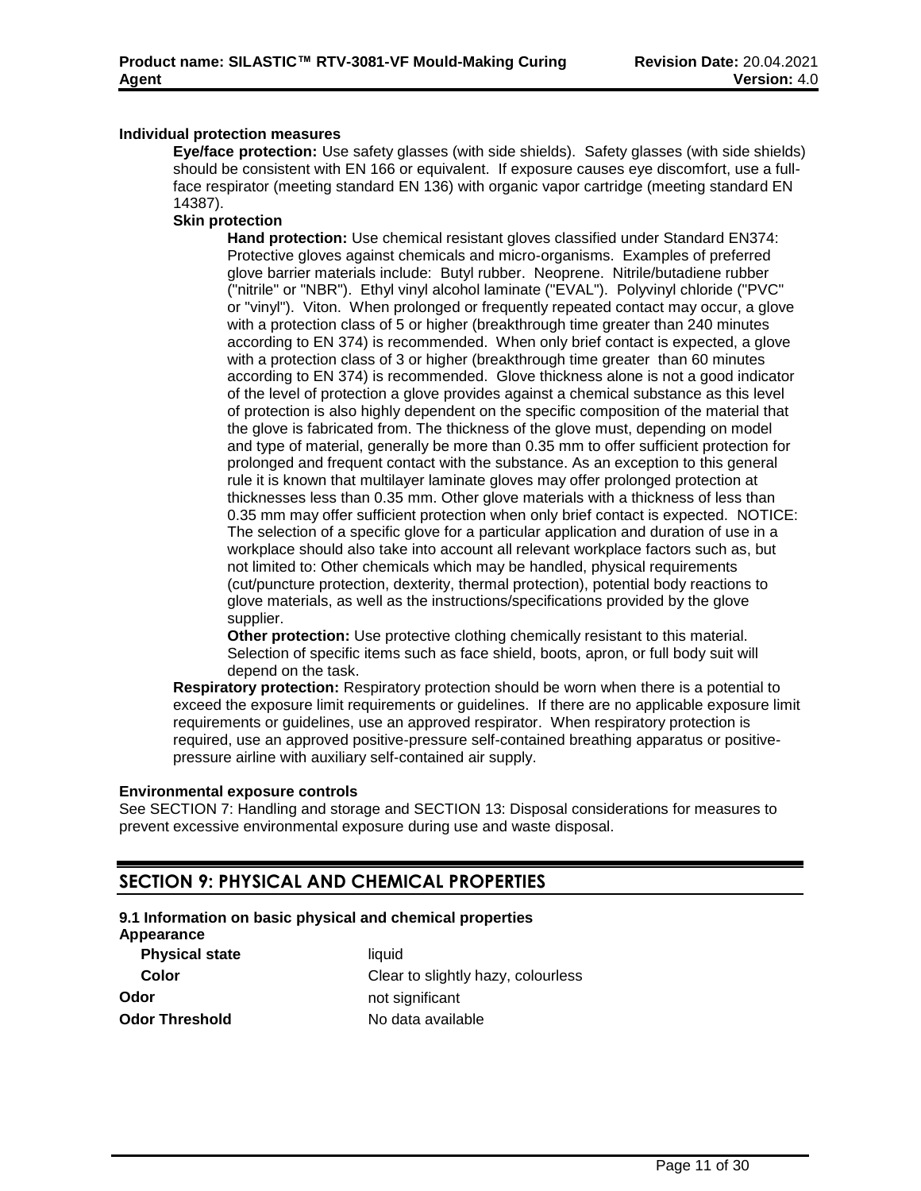**Individual protection measures**

**Eye/face protection:** Use safety glasses (with side shields). Safety glasses (with side shields) should be consistent with EN 166 or equivalent. If exposure causes eye discomfort, use a full-face respirator (meeting standard EN 136) with organic vapor cartridge (meeting standard EN 14387).

**Skin protection**

**Hand protection:** Use chemical resistant gloves classified under Standard EN374: Protective gloves against chemicals and micro-organisms. Examples of preferred glove barrier materials include: Butyl rubber. Neoprene. Nitrile/butadiene rubber ("nitrile" or "NBR"). Ethyl vinyl alcohol laminate ("EVAL"). Polyvinyl chloride ("PVC" or "vinyl"). Viton. When prolonged or frequently repeated contact may occur, a glove with a protection class of 5 or higher (breakthrough time greater than 240 minutes according to EN 374) is recommended. When only brief contact is expected, a glove with a protection class of 3 or higher (breakthrough time greater than 60 minutes according to EN 374) is recommended. Glove thickness alone is not a good indicator of the level of protection a glove provides against a chemical substance as this level of protection is also highly dependent on the specific composition of the material that the glove is fabricated from. The thickness of the glove must, depending on model and type of material, generally be more than 0.35 mm to offer sufficient protection for prolonged and frequent contact with the substance. As an exception to this general rule it is known that multilayer laminate gloves may offer prolonged protection at thicknesses less than 0.35 mm. Other glove materials with a thickness of less than 0.35 mm may offer sufficient protection when only brief contact is expected. NOTICE: The selection of a specific glove for a particular application and duration of use in a workplace should also take into account all relevant workplace factors such as, but not limited to: Other chemicals which may be handled, physical requirements (cut/puncture protection, dexterity, thermal protection), potential body reactions to glove materials, as well as the instructions/specifications provided by the glove supplier.

**Other protection:** Use protective clothing chemically resistant to this material. Selection of specific items such as face shield, boots, apron, or full body suit will depend on the task.

**Respiratory protection:** Respiratory protection should be worn when there is a potential to exceed the exposure limit requirements or guidelines. If there are no applicable exposure limit requirements or guidelines, use an approved respirator. When respiratory protection is required, use an approved positive-pressure self-contained breathing apparatus or positive-pressure airline with auxiliary self-contained air supply.

**Environmental exposure controls**

See SECTION 7: Handling and storage and SECTION 13: Disposal considerations for measures to prevent excessive environmental exposure during use and waste disposal.

## SECTION 9: PHYSICAL AND CHEMICAL PROPERTIES

**9.1 Information on basic physical and chemical properties**

**Appearance**

| | |
|---|---|
| **Physical state** | liquid |
| **Color** | Clear to slightly hazy, colourless |
| **Odor** | not significant |
| **Odor Threshold** | No data available |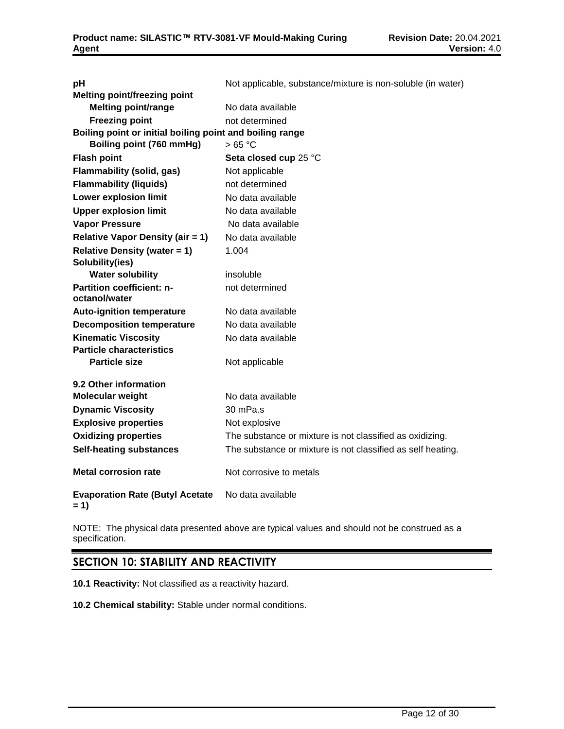| | |
|---|---|
| **pH** | Not applicable, substance/mixture is non-soluble (in water) |
| **Melting point/freezing point** | |
| **Melting point/range** | No data available |
| **Freezing point** | not determined |
| **Boiling point or initial boiling point and boiling range** | |
| **Boiling point (760 mmHg)** | > 65 °C |
| **Flash point** | **Seta closed cup** 25 °C |
| **Flammability (solid, gas)** | Not applicable |
| **Flammability (liquids)** | not determined |
| **Lower explosion limit** | No data available |
| **Upper explosion limit** | No data available |
| **Vapor Pressure** | No data available |
| **Relative Vapor Density (air = 1)** | No data available |
| **Relative Density (water = 1)** | 1.004 |
| **Solubility(ies)** | |
| **Water solubility** | insoluble |
| **Partition coefficient: n-octanol/water** | not determined |
| **Auto-ignition temperature** | No data available |
| **Decomposition temperature** | No data available |
| **Kinematic Viscosity** | No data available |
| **Particle characteristics** | |
| **Particle size** | Not applicable |

**9.2 Other information**

| | |
|---|---|
| **Molecular weight** | No data available |
| **Dynamic Viscosity** | 30 mPa.s |
| **Explosive properties** | Not explosive |
| **Oxidizing properties** | The substance or mixture is not classified as oxidizing. |
| **Self-heating substances** | The substance or mixture is not classified as self heating. |
| **Metal corrosion rate** | Not corrosive to metals |
| **Evaporation Rate (Butyl Acetate = 1)** | No data available |

NOTE: The physical data presented above are typical values and should not be construed as a specification.

## SECTION 10: STABILITY AND REACTIVITY

**10.1 Reactivity:** Not classified as a reactivity hazard.

**10.2 Chemical stability:** Stable under normal conditions.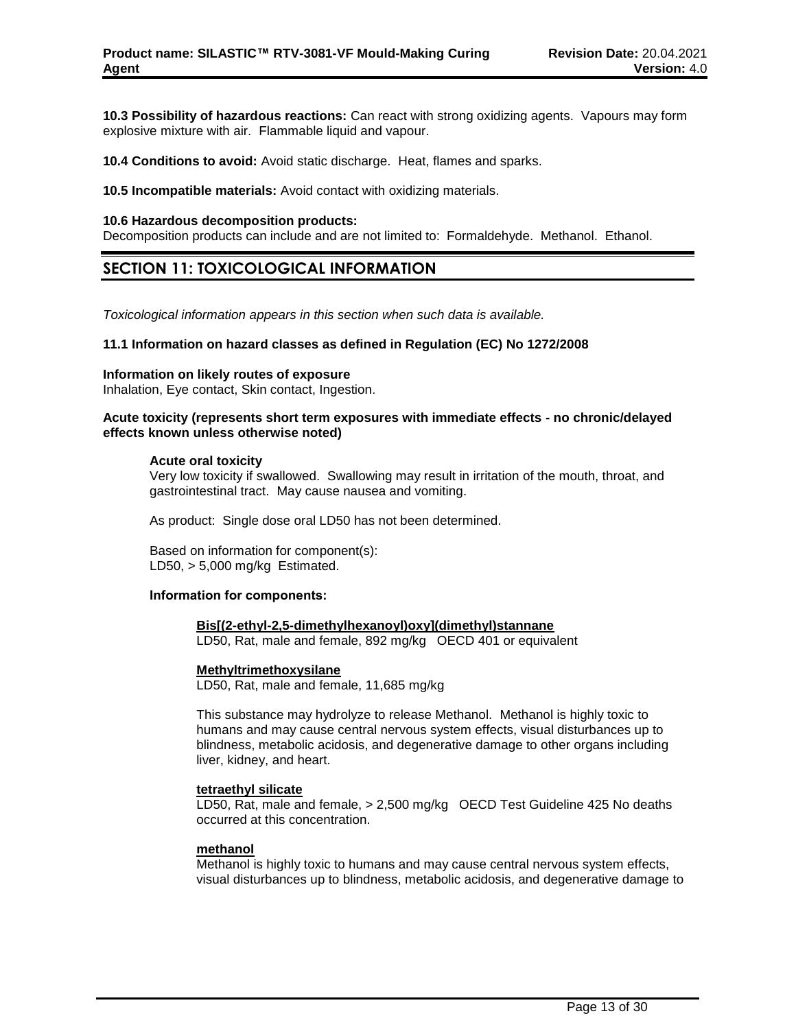**10.3 Possibility of hazardous reactions:** Can react with strong oxidizing agents. Vapours may form explosive mixture with air. Flammable liquid and vapour.

**10.4 Conditions to avoid:** Avoid static discharge. Heat, flames and sparks.

**10.5 Incompatible materials:** Avoid contact with oxidizing materials.

**10.6 Hazardous decomposition products:**
Decomposition products can include and are not limited to: Formaldehyde. Methanol. Ethanol.

## SECTION 11: TOXICOLOGICAL INFORMATION

*Toxicological information appears in this section when such data is available.*

**11.1 Information on hazard classes as defined in Regulation (EC) No 1272/2008**

**Information on likely routes of exposure**
Inhalation, Eye contact, Skin contact, Ingestion.

**Acute toxicity (represents short term exposures with immediate effects - no chronic/delayed effects known unless otherwise noted)**

**Acute oral toxicity**
Very low toxicity if swallowed. Swallowing may result in irritation of the mouth, throat, and gastrointestinal tract. May cause nausea and vomiting.

As product: Single dose oral LD50 has not been determined.

Based on information for component(s):
LD50, > 5,000 mg/kg Estimated.

**Information for components:**

**Bis[(2-ethyl-2,5-dimethylhexanoyl)oxy](dimethyl)stannane**
LD50, Rat, male and female, 892 mg/kg OECD 401 or equivalent

**Methyltrimethoxysilane**
LD50, Rat, male and female, 11,685 mg/kg

This substance may hydrolyze to release Methanol. Methanol is highly toxic to humans and may cause central nervous system effects, visual disturbances up to blindness, metabolic acidosis, and degenerative damage to other organs including liver, kidney, and heart.

**tetraethyl silicate**
LD50, Rat, male and female, > 2,500 mg/kg OECD Test Guideline 425 No deaths occurred at this concentration.

**methanol**
Methanol is highly toxic to humans and may cause central nervous system effects, visual disturbances up to blindness, metabolic acidosis, and degenerative damage to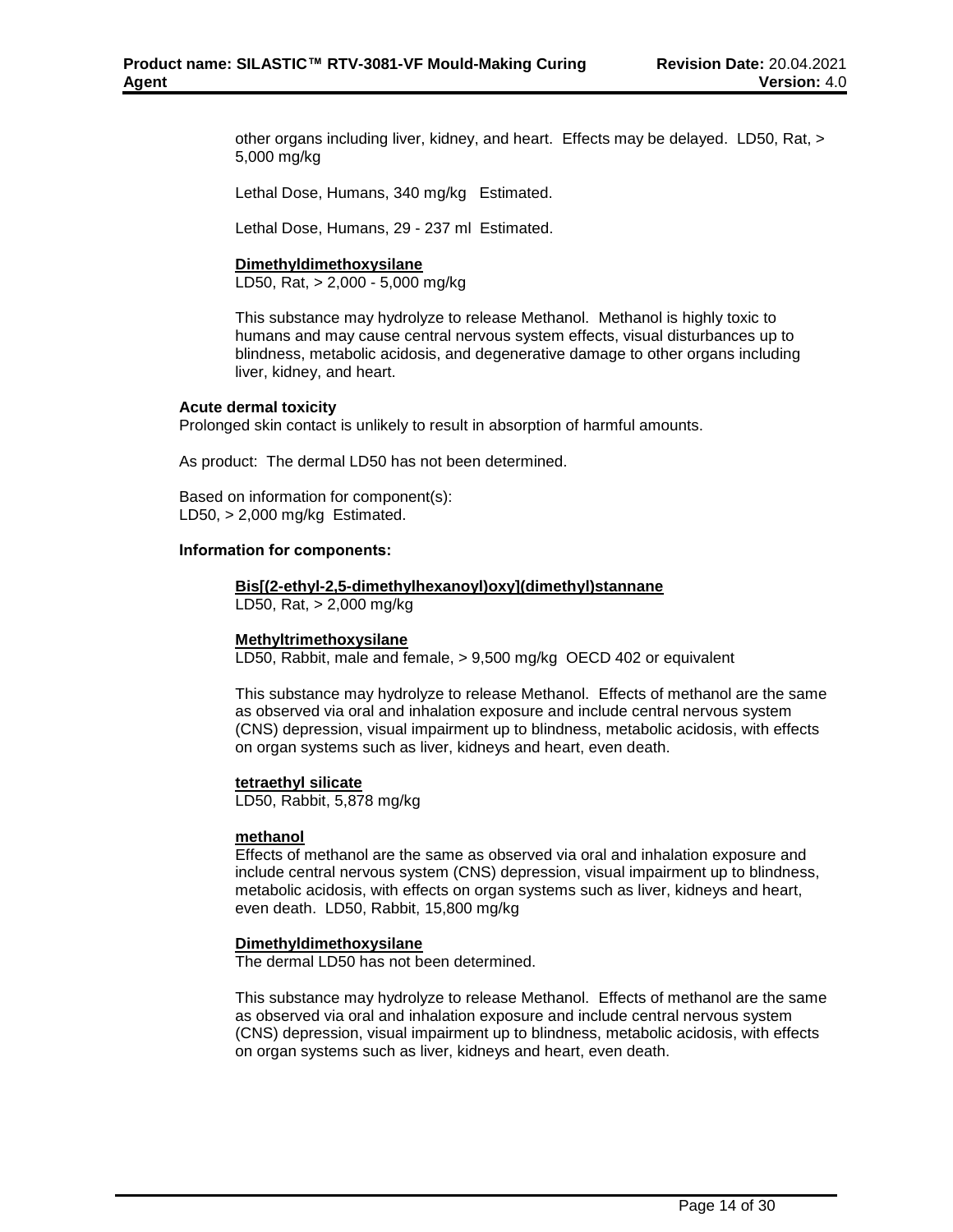other organs including liver, kidney, and heart. Effects may be delayed. LD50, Rat, > 5,000 mg/kg

Lethal Dose, Humans, 340 mg/kg Estimated.

Lethal Dose, Humans, 29 - 237 ml Estimated.

**Dimethyldimethoxysilane**
LD50, Rat, > 2,000 - 5,000 mg/kg

This substance may hydrolyze to release Methanol. Methanol is highly toxic to humans and may cause central nervous system effects, visual disturbances up to blindness, metabolic acidosis, and degenerative damage to other organs including liver, kidney, and heart.

**Acute dermal toxicity**
Prolonged skin contact is unlikely to result in absorption of harmful amounts.

As product: The dermal LD50 has not been determined.

Based on information for component(s):
LD50, > 2,000 mg/kg Estimated.

**Information for components:**

**Bis[(2-ethyl-2,5-dimethylhexanoyl)oxy](dimethyl)stannane**
LD50, Rat, > 2,000 mg/kg

**Methyltrimethoxysilane**
LD50, Rabbit, male and female, > 9,500 mg/kg OECD 402 or equivalent

This substance may hydrolyze to release Methanol. Effects of methanol are the same as observed via oral and inhalation exposure and include central nervous system (CNS) depression, visual impairment up to blindness, metabolic acidosis, with effects on organ systems such as liver, kidneys and heart, even death.

**tetraethyl silicate**
LD50, Rabbit, 5,878 mg/kg

**methanol**
Effects of methanol are the same as observed via oral and inhalation exposure and include central nervous system (CNS) depression, visual impairment up to blindness, metabolic acidosis, with effects on organ systems such as liver, kidneys and heart, even death. LD50, Rabbit, 15,800 mg/kg

**Dimethyldimethoxysilane**
The dermal LD50 has not been determined.

This substance may hydrolyze to release Methanol. Effects of methanol are the same as observed via oral and inhalation exposure and include central nervous system (CNS) depression, visual impairment up to blindness, metabolic acidosis, with effects on organ systems such as liver, kidneys and heart, even death.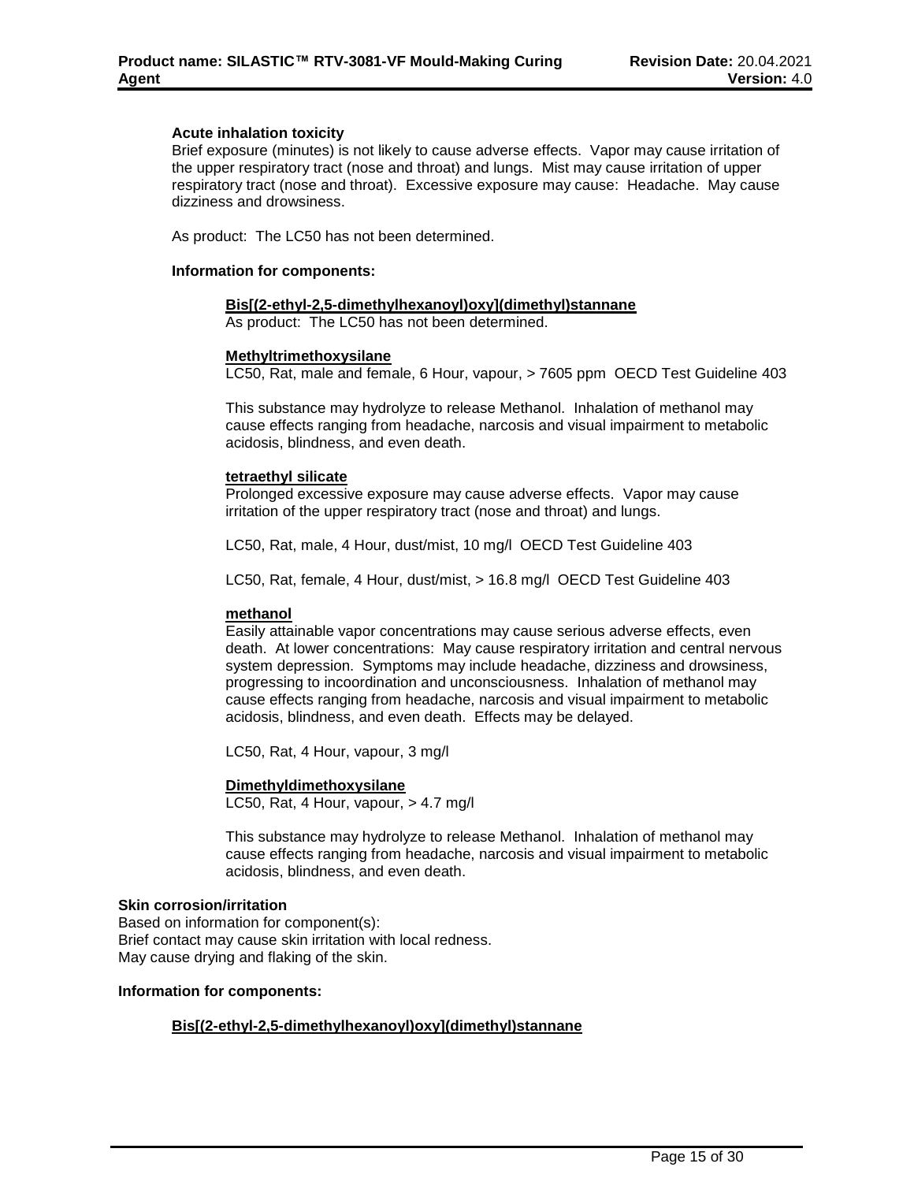**Acute inhalation toxicity**

Brief exposure (minutes) is not likely to cause adverse effects. Vapor may cause irritation of the upper respiratory tract (nose and throat) and lungs. Mist may cause irritation of upper respiratory tract (nose and throat). Excessive exposure may cause: Headache. May cause dizziness and drowsiness.

As product: The LC50 has not been determined.

**Information for components:**

**Bis[(2-ethyl-2,5-dimethylhexanoyl)oxy](dimethyl)stannane**

As product: The LC50 has not been determined.

**Methyltrimethoxysilane**

LC50, Rat, male and female, 6 Hour, vapour, > 7605 ppm OECD Test Guideline 403

This substance may hydrolyze to release Methanol. Inhalation of methanol may cause effects ranging from headache, narcosis and visual impairment to metabolic acidosis, blindness, and even death.

**tetraethyl silicate**

Prolonged excessive exposure may cause adverse effects. Vapor may cause irritation of the upper respiratory tract (nose and throat) and lungs.

LC50, Rat, male, 4 Hour, dust/mist, 10 mg/l OECD Test Guideline 403

LC50, Rat, female, 4 Hour, dust/mist, > 16.8 mg/l OECD Test Guideline 403

**methanol**

Easily attainable vapor concentrations may cause serious adverse effects, even death. At lower concentrations: May cause respiratory irritation and central nervous system depression. Symptoms may include headache, dizziness and drowsiness, progressing to incoordination and unconsciousness. Inhalation of methanol may cause effects ranging from headache, narcosis and visual impairment to metabolic acidosis, blindness, and even death. Effects may be delayed.

LC50, Rat, 4 Hour, vapour, 3 mg/l

**Dimethyldimethoxysilane**

LC50, Rat, 4 Hour, vapour, > 4.7 mg/l

This substance may hydrolyze to release Methanol. Inhalation of methanol may cause effects ranging from headache, narcosis and visual impairment to metabolic acidosis, blindness, and even death.

**Skin corrosion/irritation**

Based on information for component(s):
Brief contact may cause skin irritation with local redness.
May cause drying and flaking of the skin.

**Information for components:**

**Bis[(2-ethyl-2,5-dimethylhexanoyl)oxy](dimethyl)stannane**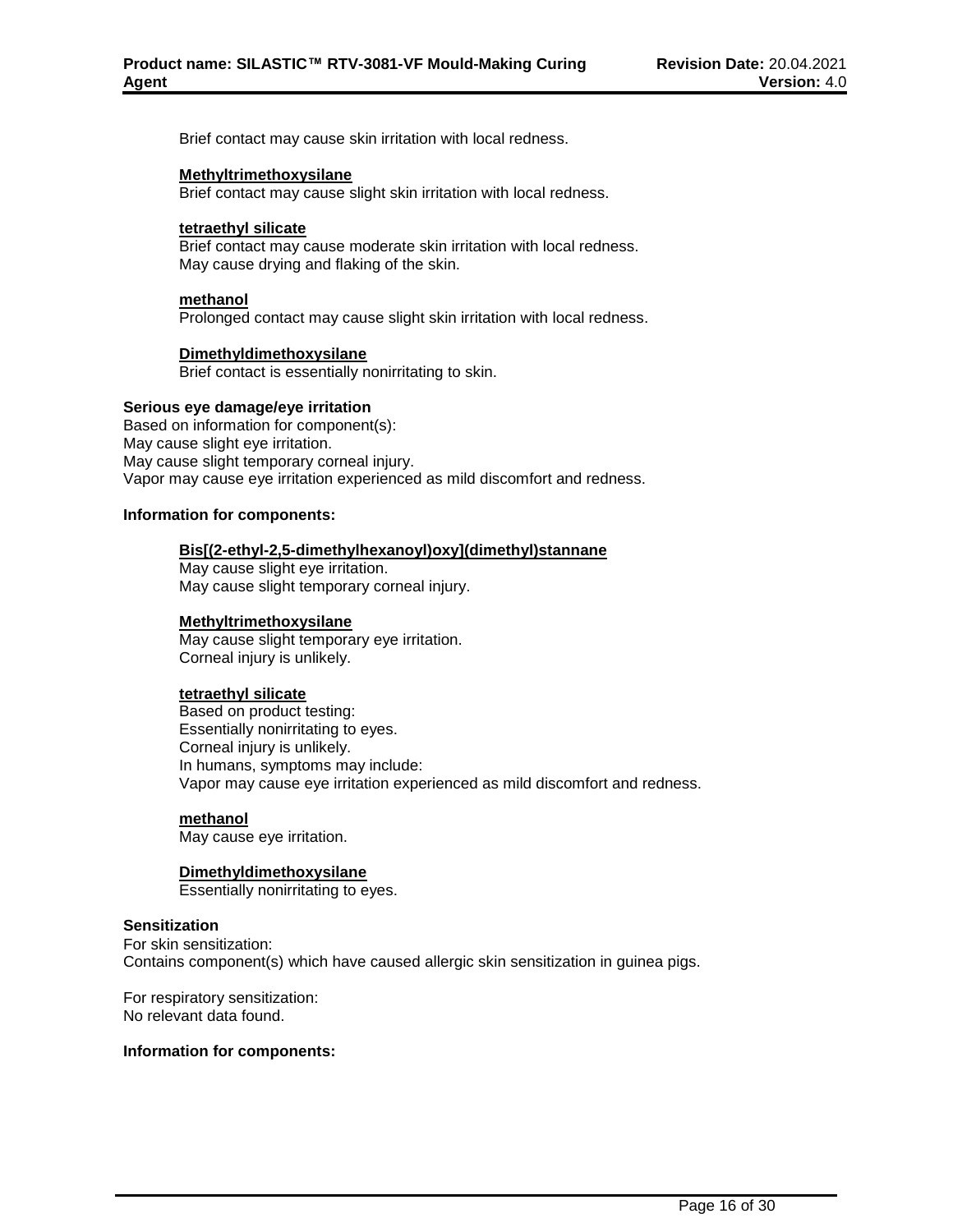Brief contact may cause skin irritation with local redness.

**Methyltrimethoxysilane**
Brief contact may cause slight skin irritation with local redness.

**tetraethyl silicate**
Brief contact may cause moderate skin irritation with local redness.
May cause drying and flaking of the skin.

**methanol**
Prolonged contact may cause slight skin irritation with local redness.

**Dimethyldimethoxysilane**
Brief contact is essentially nonirritating to skin.

**Serious eye damage/eye irritation**
Based on information for component(s):
May cause slight eye irritation.
May cause slight temporary corneal injury.
Vapor may cause eye irritation experienced as mild discomfort and redness.

**Information for components:**

**Bis[(2-ethyl-2,5-dimethylhexanoyl)oxy](dimethyl)stannane**
May cause slight eye irritation.
May cause slight temporary corneal injury.

**Methyltrimethoxysilane**
May cause slight temporary eye irritation.
Corneal injury is unlikely.

**tetraethyl silicate**
Based on product testing:
Essentially nonirritating to eyes.
Corneal injury is unlikely.
In humans, symptoms may include:
Vapor may cause eye irritation experienced as mild discomfort and redness.

**methanol**
May cause eye irritation.

**Dimethyldimethoxysilane**
Essentially nonirritating to eyes.

**Sensitization**
For skin sensitization:
Contains component(s) which have caused allergic skin sensitization in guinea pigs.

For respiratory sensitization:
No relevant data found.

**Information for components:**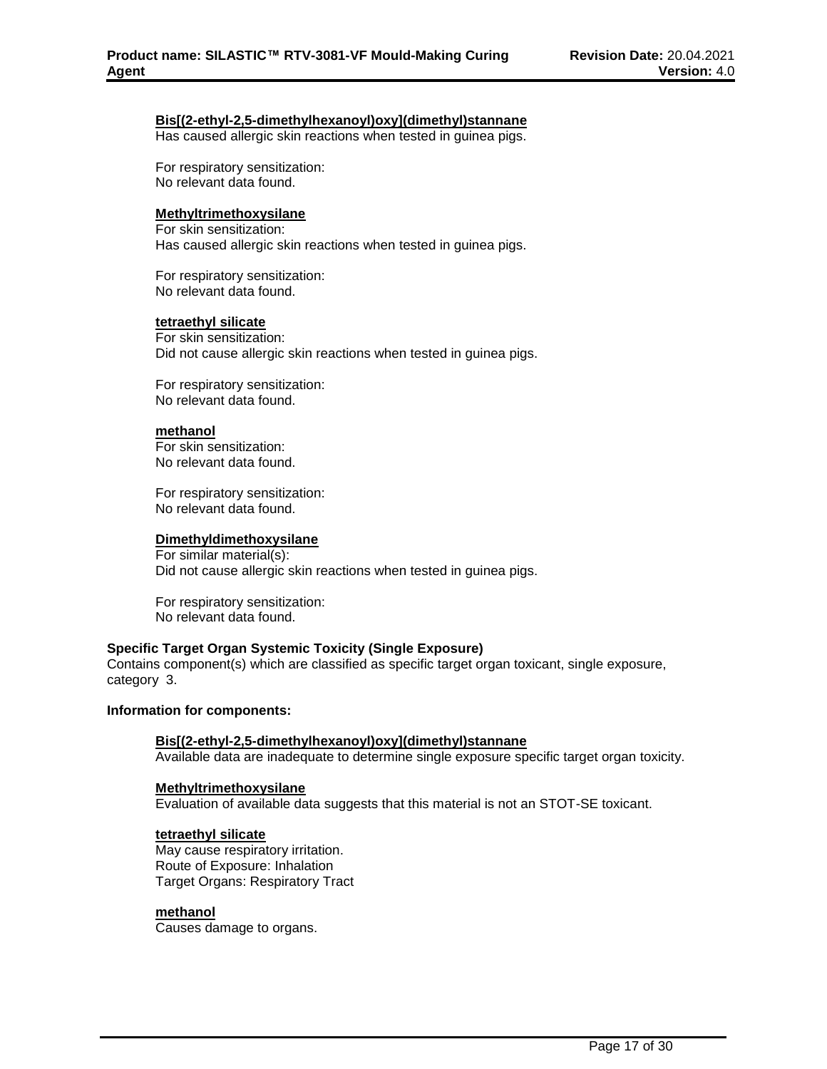**Bis[(2-ethyl-2,5-dimethylhexanoyl)oxy](dimethyl)stannane**

Has caused allergic skin reactions when tested in guinea pigs.

For respiratory sensitization:
No relevant data found.

**Methyltrimethoxysilane**

For skin sensitization:
Has caused allergic skin reactions when tested in guinea pigs.

For respiratory sensitization:
No relevant data found.

**tetraethyl silicate**

For skin sensitization:
Did not cause allergic skin reactions when tested in guinea pigs.

For respiratory sensitization:
No relevant data found.

**methanol**

For skin sensitization:
No relevant data found.

For respiratory sensitization:
No relevant data found.

**Dimethyldimethoxysilane**

For similar material(s):
Did not cause allergic skin reactions when tested in guinea pigs.

For respiratory sensitization:
No relevant data found.

**Specific Target Organ Systemic Toxicity (Single Exposure)**

Contains component(s) which are classified as specific target organ toxicant, single exposure, category 3.

**Information for components:**

**Bis[(2-ethyl-2,5-dimethylhexanoyl)oxy](dimethyl)stannane**

Available data are inadequate to determine single exposure specific target organ toxicity.

**Methyltrimethoxysilane**

Evaluation of available data suggests that this material is not an STOT-SE toxicant.

**tetraethyl silicate**

May cause respiratory irritation.
Route of Exposure: Inhalation
Target Organs: Respiratory Tract

**methanol**

Causes damage to organs.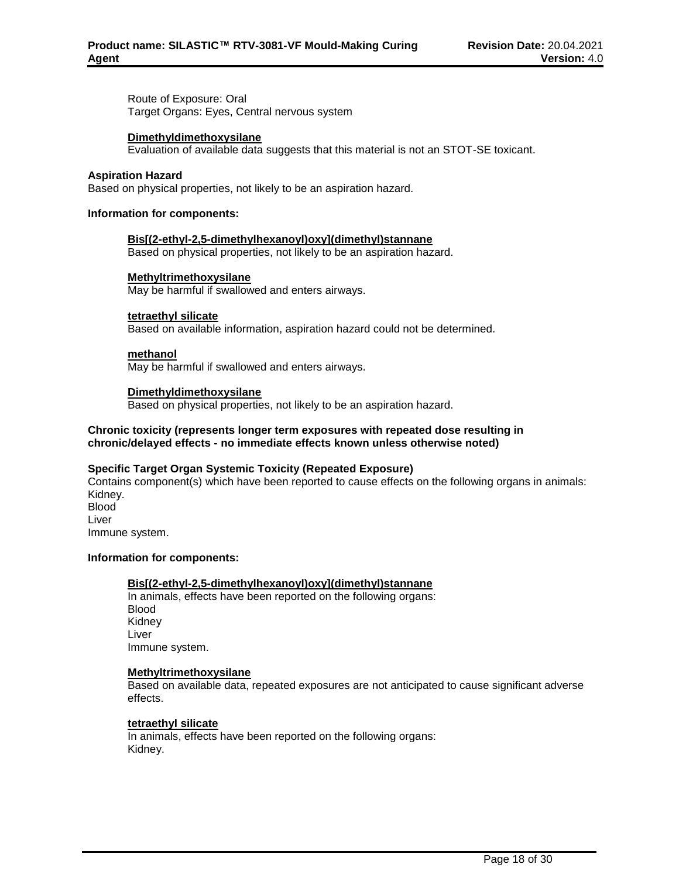Route of Exposure: Oral
Target Organs: Eyes, Central nervous system

**Dimethyldimethoxysilane**
Evaluation of available data suggests that this material is not an STOT-SE toxicant.

**Aspiration Hazard**
Based on physical properties, not likely to be an aspiration hazard.

**Information for components:**

**Bis[(2-ethyl-2,5-dimethylhexanoyl)oxy](dimethyl)stannane**
Based on physical properties, not likely to be an aspiration hazard.

**Methyltrimethoxysilane**
May be harmful if swallowed and enters airways.

**tetraethyl silicate**
Based on available information, aspiration hazard could not be determined.

**methanol**
May be harmful if swallowed and enters airways.

**Dimethyldimethoxysilane**
Based on physical properties, not likely to be an aspiration hazard.

**Chronic toxicity (represents longer term exposures with repeated dose resulting in chronic/delayed effects - no immediate effects known unless otherwise noted)**

**Specific Target Organ Systemic Toxicity (Repeated Exposure)**
Contains component(s) which have been reported to cause effects on the following organs in animals:
Kidney.
Blood
Liver
Immune system.

**Information for components:**

**Bis[(2-ethyl-2,5-dimethylhexanoyl)oxy](dimethyl)stannane**
In animals, effects have been reported on the following organs:
Blood
Kidney
Liver
Immune system.

**Methyltrimethoxysilane**
Based on available data, repeated exposures are not anticipated to cause significant adverse effects.

**tetraethyl silicate**
In animals, effects have been reported on the following organs:
Kidney.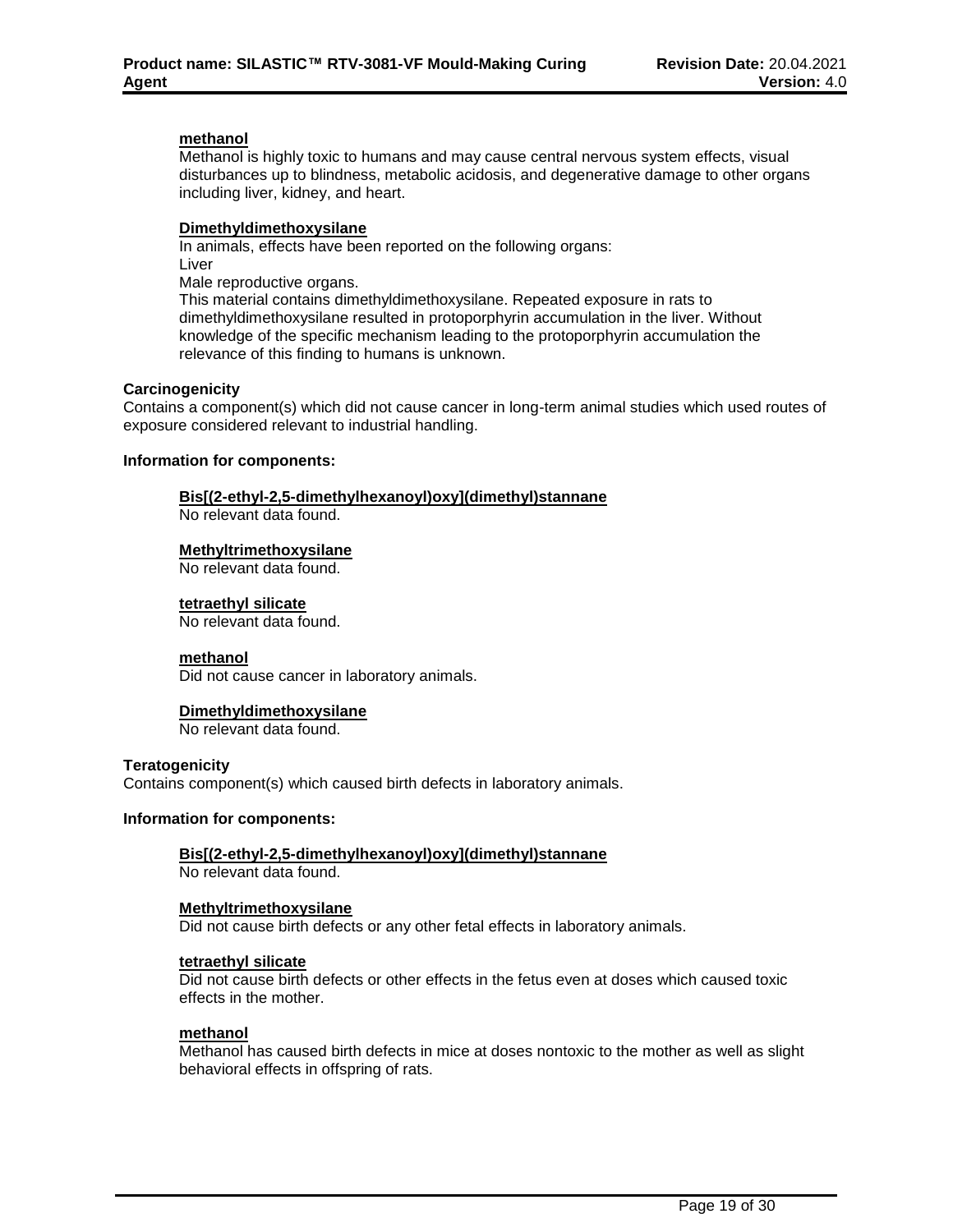**methanol**

Methanol is highly toxic to humans and may cause central nervous system effects, visual disturbances up to blindness, metabolic acidosis, and degenerative damage to other organs including liver, kidney, and heart.

**Dimethyldimethoxysilane**

In animals, effects have been reported on the following organs:
Liver
Male reproductive organs.
This material contains dimethyldimethoxysilane. Repeated exposure in rats to dimethyldimethoxysilane resulted in protoporphyrin accumulation in the liver. Without knowledge of the specific mechanism leading to the protoporphyrin accumulation the relevance of this finding to humans is unknown.

**Carcinogenicity**

Contains a component(s) which did not cause cancer in long-term animal studies which used routes of exposure considered relevant to industrial handling.

**Information for components:**

**Bis[(2-ethyl-2,5-dimethylhexanoyl)oxy](dimethyl)stannane**

No relevant data found.

**Methyltrimethoxysilane**

No relevant data found.

**tetraethyl silicate**

No relevant data found.

**methanol**

Did not cause cancer in laboratory animals.

**Dimethyldimethoxysilane**

No relevant data found.

**Teratogenicity**

Contains component(s) which caused birth defects in laboratory animals.

**Information for components:**

**Bis[(2-ethyl-2,5-dimethylhexanoyl)oxy](dimethyl)stannane**

No relevant data found.

**Methyltrimethoxysilane**

Did not cause birth defects or any other fetal effects in laboratory animals.

**tetraethyl silicate**

Did not cause birth defects or other effects in the fetus even at doses which caused toxic effects in the mother.

**methanol**

Methanol has caused birth defects in mice at doses nontoxic to the mother as well as slight behavioral effects in offspring of rats.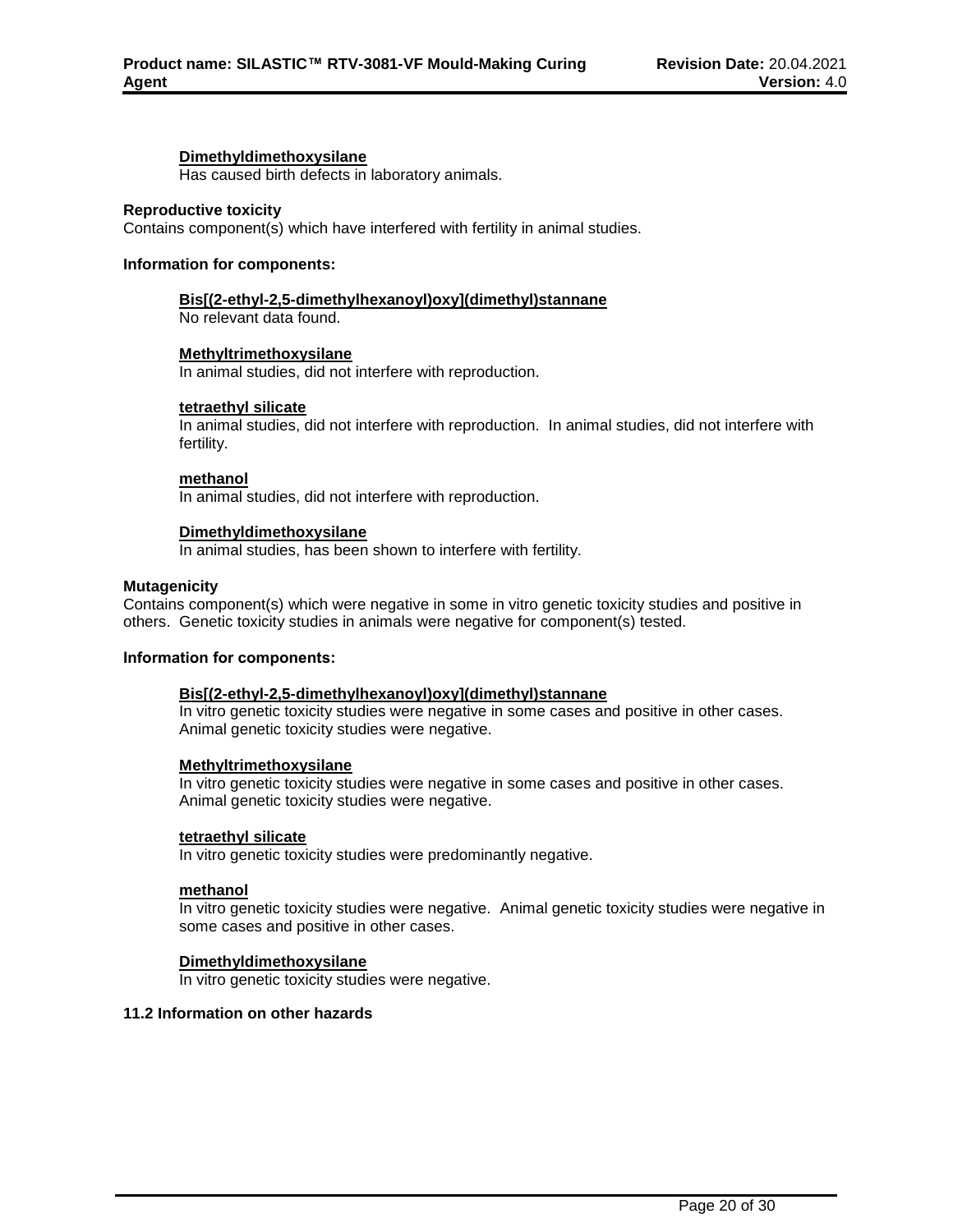**Dimethyldimethoxysilane**

Has caused birth defects in laboratory animals.

**Reproductive toxicity**

Contains component(s) which have interfered with fertility in animal studies.

**Information for components:**

**Bis[(2-ethyl-2,5-dimethylhexanoyl)oxy](dimethyl)stannane**

No relevant data found.

**Methyltrimethoxysilane**

In animal studies, did not interfere with reproduction.

**tetraethyl silicate**

In animal studies, did not interfere with reproduction. In animal studies, did not interfere with fertility.

**methanol**

In animal studies, did not interfere with reproduction.

**Dimethyldimethoxysilane**

In animal studies, has been shown to interfere with fertility.

**Mutagenicity**

Contains component(s) which were negative in some in vitro genetic toxicity studies and positive in others. Genetic toxicity studies in animals were negative for component(s) tested.

**Information for components:**

**Bis[(2-ethyl-2,5-dimethylhexanoyl)oxy](dimethyl)stannane**

In vitro genetic toxicity studies were negative in some cases and positive in other cases. Animal genetic toxicity studies were negative.

**Methyltrimethoxysilane**

In vitro genetic toxicity studies were negative in some cases and positive in other cases. Animal genetic toxicity studies were negative.

**tetraethyl silicate**

In vitro genetic toxicity studies were predominantly negative.

**methanol**

In vitro genetic toxicity studies were negative. Animal genetic toxicity studies were negative in some cases and positive in other cases.

**Dimethyldimethoxysilane**

In vitro genetic toxicity studies were negative.

**11.2 Information on other hazards**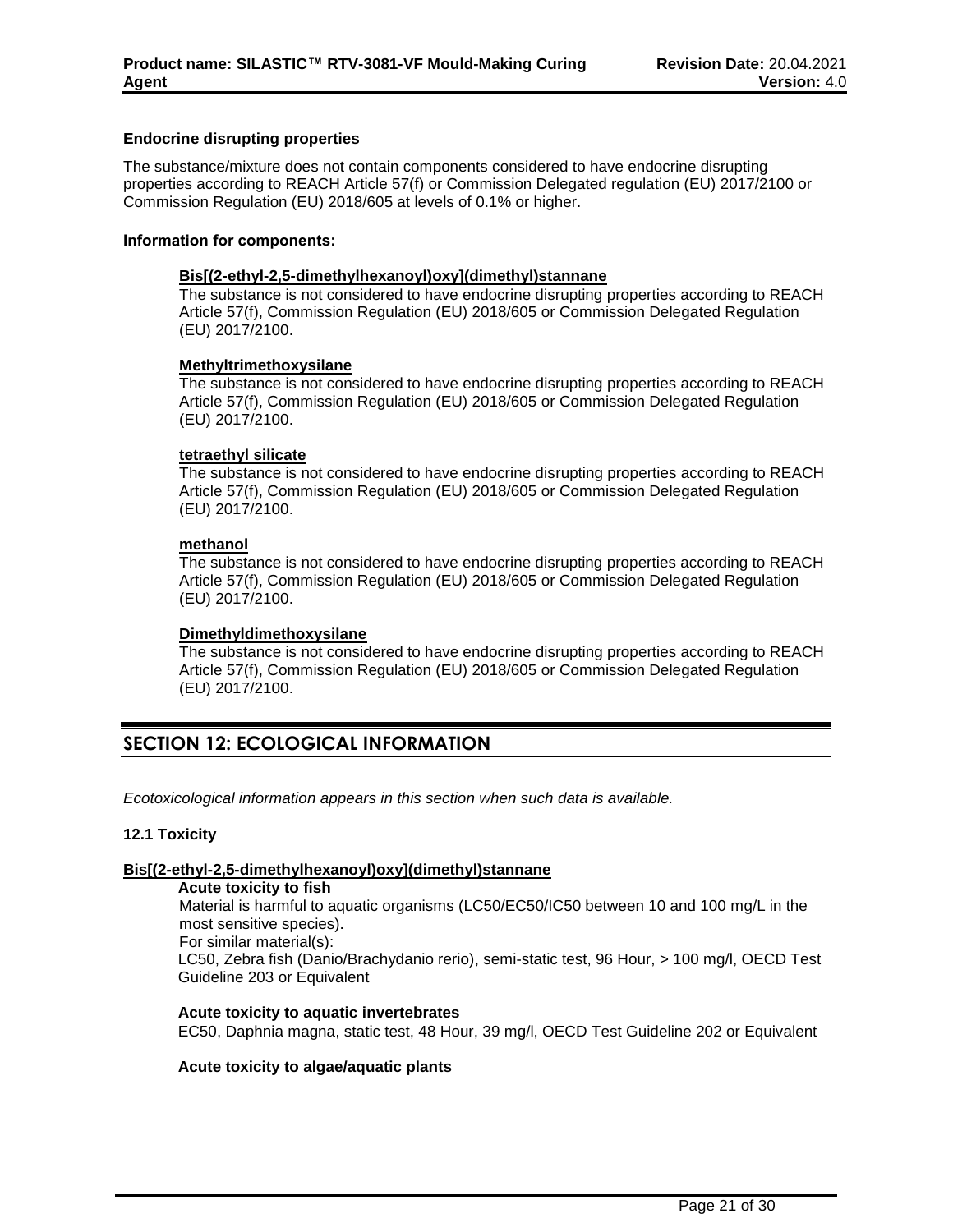**Endocrine disrupting properties**

The substance/mixture does not contain components considered to have endocrine disrupting properties according to REACH Article 57(f) or Commission Delegated regulation (EU) 2017/2100 or Commission Regulation (EU) 2018/605 at levels of 0.1% or higher.

**Information for components:**

**Bis[(2-ethyl-2,5-dimethylhexanoyl)oxy](dimethyl)stannane**
The substance is not considered to have endocrine disrupting properties according to REACH Article 57(f), Commission Regulation (EU) 2018/605 or Commission Delegated Regulation (EU) 2017/2100.

**Methyltrimethoxysilane**
The substance is not considered to have endocrine disrupting properties according to REACH Article 57(f), Commission Regulation (EU) 2018/605 or Commission Delegated Regulation (EU) 2017/2100.

**tetraethyl silicate**
The substance is not considered to have endocrine disrupting properties according to REACH Article 57(f), Commission Regulation (EU) 2018/605 or Commission Delegated Regulation (EU) 2017/2100.

**methanol**
The substance is not considered to have endocrine disrupting properties according to REACH Article 57(f), Commission Regulation (EU) 2018/605 or Commission Delegated Regulation (EU) 2017/2100.

**Dimethyldimethoxysilane**
The substance is not considered to have endocrine disrupting properties according to REACH Article 57(f), Commission Regulation (EU) 2018/605 or Commission Delegated Regulation (EU) 2017/2100.

## SECTION 12: ECOLOGICAL INFORMATION

*Ecotoxicological information appears in this section when such data is available.*

**12.1 Toxicity**

**Bis[(2-ethyl-2,5-dimethylhexanoyl)oxy](dimethyl)stannane**

**Acute toxicity to fish**
Material is harmful to aquatic organisms (LC50/EC50/IC50 between 10 and 100 mg/L in the most sensitive species).
For similar material(s):
LC50, Zebra fish (Danio/Brachydanio rerio), semi-static test, 96 Hour, > 100 mg/l, OECD Test Guideline 203 or Equivalent

**Acute toxicity to aquatic invertebrates**
EC50, Daphnia magna, static test, 48 Hour, 39 mg/l, OECD Test Guideline 202 or Equivalent

**Acute toxicity to algae/aquatic plants**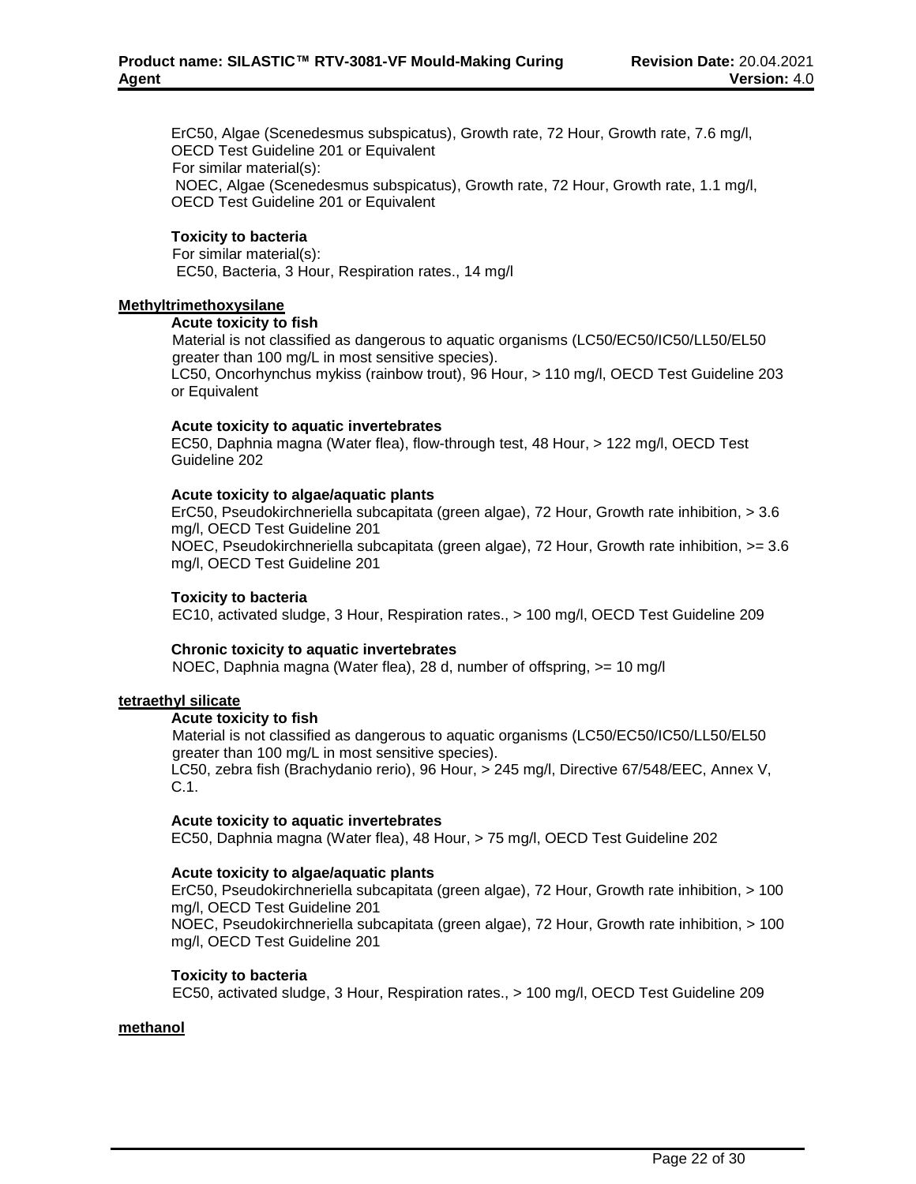ErC50, Algae (Scenedesmus subspicatus), Growth rate, 72 Hour, Growth rate, 7.6 mg/l, OECD Test Guideline 201 or Equivalent
For similar material(s):
NOEC, Algae (Scenedesmus subspicatus), Growth rate, 72 Hour, Growth rate, 1.1 mg/l, OECD Test Guideline 201 or Equivalent

**Toxicity to bacteria**
For similar material(s):
EC50, Bacteria, 3 Hour, Respiration rates., 14 mg/l

**Methyltrimethoxysilane**

**Acute toxicity to fish**
Material is not classified as dangerous to aquatic organisms (LC50/EC50/IC50/LL50/EL50 greater than 100 mg/L in most sensitive species).
LC50, Oncorhynchus mykiss (rainbow trout), 96 Hour, > 110 mg/l, OECD Test Guideline 203 or Equivalent

**Acute toxicity to aquatic invertebrates**
EC50, Daphnia magna (Water flea), flow-through test, 48 Hour, > 122 mg/l, OECD Test Guideline 202

**Acute toxicity to algae/aquatic plants**
ErC50, Pseudokirchneriella subcapitata (green algae), 72 Hour, Growth rate inhibition, > 3.6 mg/l, OECD Test Guideline 201
NOEC, Pseudokirchneriella subcapitata (green algae), 72 Hour, Growth rate inhibition, >= 3.6 mg/l, OECD Test Guideline 201

**Toxicity to bacteria**
EC10, activated sludge, 3 Hour, Respiration rates., > 100 mg/l, OECD Test Guideline 209

**Chronic toxicity to aquatic invertebrates**
NOEC, Daphnia magna (Water flea), 28 d, number of offspring, >= 10 mg/l

**tetraethyl silicate**

**Acute toxicity to fish**
Material is not classified as dangerous to aquatic organisms (LC50/EC50/IC50/LL50/EL50 greater than 100 mg/L in most sensitive species).
LC50, zebra fish (Brachydanio rerio), 96 Hour, > 245 mg/l, Directive 67/548/EEC, Annex V, C.1.

**Acute toxicity to aquatic invertebrates**
EC50, Daphnia magna (Water flea), 48 Hour, > 75 mg/l, OECD Test Guideline 202

**Acute toxicity to algae/aquatic plants**
ErC50, Pseudokirchneriella subcapitata (green algae), 72 Hour, Growth rate inhibition, > 100 mg/l, OECD Test Guideline 201
NOEC, Pseudokirchneriella subcapitata (green algae), 72 Hour, Growth rate inhibition, > 100 mg/l, OECD Test Guideline 201

**Toxicity to bacteria**
EC50, activated sludge, 3 Hour, Respiration rates., > 100 mg/l, OECD Test Guideline 209

**methanol**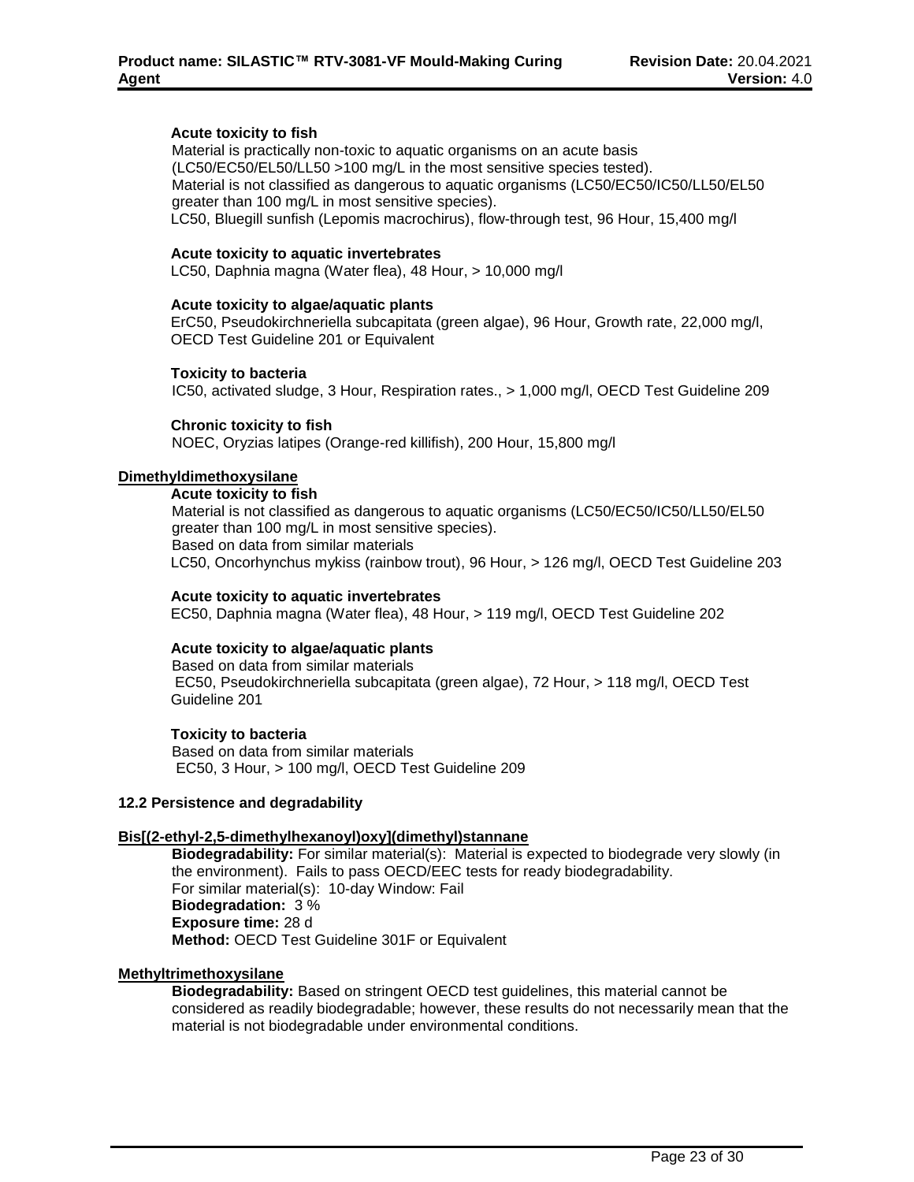**Acute toxicity to fish**

Material is practically non-toxic to aquatic organisms on an acute basis (LC50/EC50/EL50/LL50 >100 mg/L in the most sensitive species tested).
Material is not classified as dangerous to aquatic organisms (LC50/EC50/IC50/LL50/EL50 greater than 100 mg/L in most sensitive species).
LC50, Bluegill sunfish (Lepomis macrochirus), flow-through test, 96 Hour, 15,400 mg/l

**Acute toxicity to aquatic invertebrates**

LC50, Daphnia magna (Water flea), 48 Hour, > 10,000 mg/l

**Acute toxicity to algae/aquatic plants**

ErC50, Pseudokirchneriella subcapitata (green algae), 96 Hour, Growth rate, 22,000 mg/l, OECD Test Guideline 201 or Equivalent

**Toxicity to bacteria**

IC50, activated sludge, 3 Hour, Respiration rates., > 1,000 mg/l, OECD Test Guideline 209

**Chronic toxicity to fish**

NOEC, Oryzias latipes (Orange-red killifish), 200 Hour, 15,800 mg/l

**Dimethyldimethoxysilane**

**Acute toxicity to fish**

Material is not classified as dangerous to aquatic organisms (LC50/EC50/IC50/LL50/EL50 greater than 100 mg/L in most sensitive species).
Based on data from similar materials
LC50, Oncorhynchus mykiss (rainbow trout), 96 Hour, > 126 mg/l, OECD Test Guideline 203

**Acute toxicity to aquatic invertebrates**

EC50, Daphnia magna (Water flea), 48 Hour, > 119 mg/l, OECD Test Guideline 202

**Acute toxicity to algae/aquatic plants**

Based on data from similar materials
EC50, Pseudokirchneriella subcapitata (green algae), 72 Hour, > 118 mg/l, OECD Test Guideline 201

**Toxicity to bacteria**

Based on data from similar materials
EC50, 3 Hour, > 100 mg/l, OECD Test Guideline 209

### 12.2 Persistence and degradability

**Bis[(2-ethyl-2,5-dimethylhexanoyl)oxy](dimethyl)stannane**

**Biodegradability:** For similar material(s): Material is expected to biodegrade very slowly (in the environment). Fails to pass OECD/EEC tests for ready biodegradability.
For similar material(s): 10-day Window: Fail
**Biodegradation:** 3 %
**Exposure time:** 28 d
**Method:** OECD Test Guideline 301F or Equivalent

**Methyltrimethoxysilane**

**Biodegradability:** Based on stringent OECD test guidelines, this material cannot be considered as readily biodegradable; however, these results do not necessarily mean that the material is not biodegradable under environmental conditions.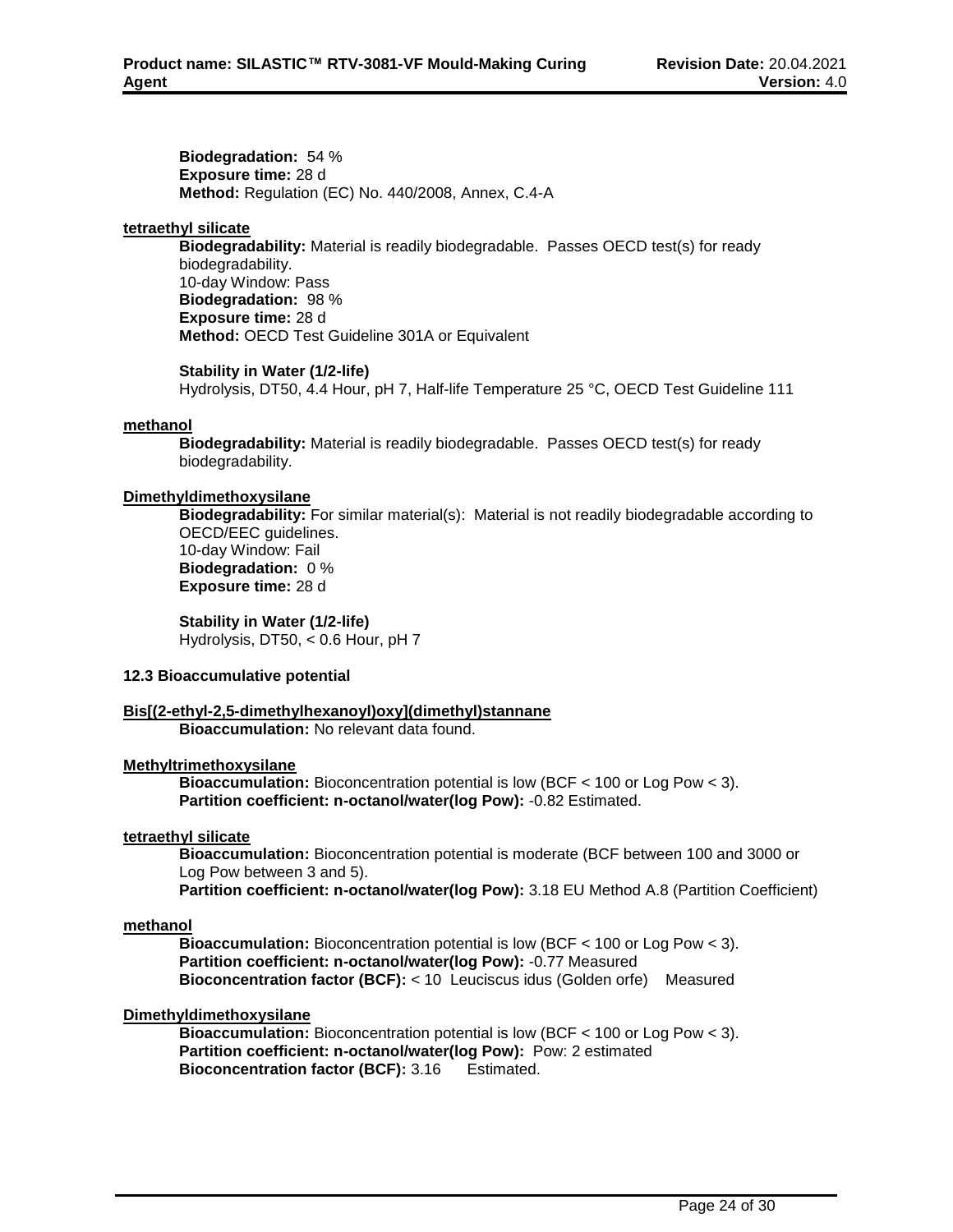**Biodegradation:** 54 %
**Exposure time:** 28 d
**Method:** Regulation (EC) No. 440/2008, Annex, C.4-A

**tetraethyl silicate**

**Biodegradability:** Material is readily biodegradable. Passes OECD test(s) for ready biodegradability.
10-day Window: Pass
**Biodegradation:** 98 %
**Exposure time:** 28 d
**Method:** OECD Test Guideline 301A or Equivalent

**Stability in Water (1/2-life)**
Hydrolysis, DT50, 4.4 Hour, pH 7, Half-life Temperature 25 °C, OECD Test Guideline 111

**methanol**

**Biodegradability:** Material is readily biodegradable. Passes OECD test(s) for ready biodegradability.

**Dimethyldimethoxysilane**

**Biodegradability:** For similar material(s): Material is not readily biodegradable according to OECD/EEC guidelines.
10-day Window: Fail
**Biodegradation:** 0 %
**Exposure time:** 28 d

**Stability in Water (1/2-life)**
Hydrolysis, DT50, < 0.6 Hour, pH 7

**12.3 Bioaccumulative potential**

**Bis[(2-ethyl-2,5-dimethylhexanoyl)oxy](dimethyl)stannane**

**Bioaccumulation:** No relevant data found.

**Methyltrimethoxysilane**

**Bioaccumulation:** Bioconcentration potential is low (BCF < 100 or Log Pow < 3).
**Partition coefficient: n-octanol/water(log Pow):** -0.82 Estimated.

**tetraethyl silicate**

**Bioaccumulation:** Bioconcentration potential is moderate (BCF between 100 and 3000 or Log Pow between 3 and 5).
**Partition coefficient: n-octanol/water(log Pow):** 3.18 EU Method A.8 (Partition Coefficient)

**methanol**

**Bioaccumulation:** Bioconcentration potential is low (BCF < 100 or Log Pow < 3).
**Partition coefficient: n-octanol/water(log Pow):** -0.77 Measured
**Bioconcentration factor (BCF):** < 10 Leuciscus idus (Golden orfe) Measured

**Dimethyldimethoxysilane**

**Bioaccumulation:** Bioconcentration potential is low (BCF < 100 or Log Pow < 3).
**Partition coefficient: n-octanol/water(log Pow):** Pow: 2 estimated
**Bioconcentration factor (BCF):** 3.16 Estimated.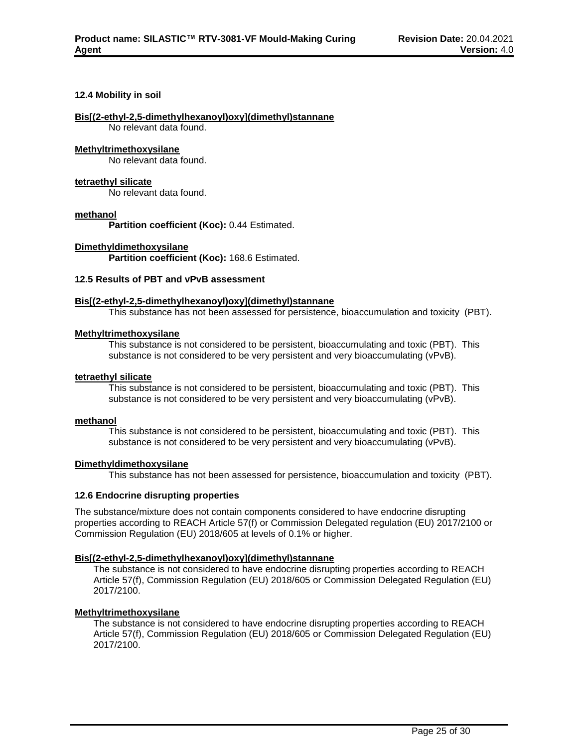### 12.4 Mobility in soil

**Bis[(2-ethyl-2,5-dimethylhexanoyl)oxy](dimethyl)stannane**

No relevant data found.

**Methyltrimethoxysilane**

No relevant data found.

**tetraethyl silicate**

No relevant data found.

**methanol**

**Partition coefficient (Koc):** 0.44 Estimated.

**Dimethyldimethoxysilane**

**Partition coefficient (Koc):** 168.6 Estimated.

### 12.5 Results of PBT and vPvB assessment

**Bis[(2-ethyl-2,5-dimethylhexanoyl)oxy](dimethyl)stannane**

This substance has not been assessed for persistence, bioaccumulation and toxicity (PBT).

**Methyltrimethoxysilane**

This substance is not considered to be persistent, bioaccumulating and toxic (PBT). This substance is not considered to be very persistent and very bioaccumulating (vPvB).

**tetraethyl silicate**

This substance is not considered to be persistent, bioaccumulating and toxic (PBT). This substance is not considered to be very persistent and very bioaccumulating (vPvB).

**methanol**

This substance is not considered to be persistent, bioaccumulating and toxic (PBT). This substance is not considered to be very persistent and very bioaccumulating (vPvB).

**Dimethyldimethoxysilane**

This substance has not been assessed for persistence, bioaccumulation and toxicity (PBT).

### 12.6 Endocrine disrupting properties

The substance/mixture does not contain components considered to have endocrine disrupting properties according to REACH Article 57(f) or Commission Delegated regulation (EU) 2017/2100 or Commission Regulation (EU) 2018/605 at levels of 0.1% or higher.

**Bis[(2-ethyl-2,5-dimethylhexanoyl)oxy](dimethyl)stannane**

The substance is not considered to have endocrine disrupting properties according to REACH Article 57(f), Commission Regulation (EU) 2018/605 or Commission Delegated Regulation (EU) 2017/2100.

**Methyltrimethoxysilane**

The substance is not considered to have endocrine disrupting properties according to REACH Article 57(f), Commission Regulation (EU) 2018/605 or Commission Delegated Regulation (EU) 2017/2100.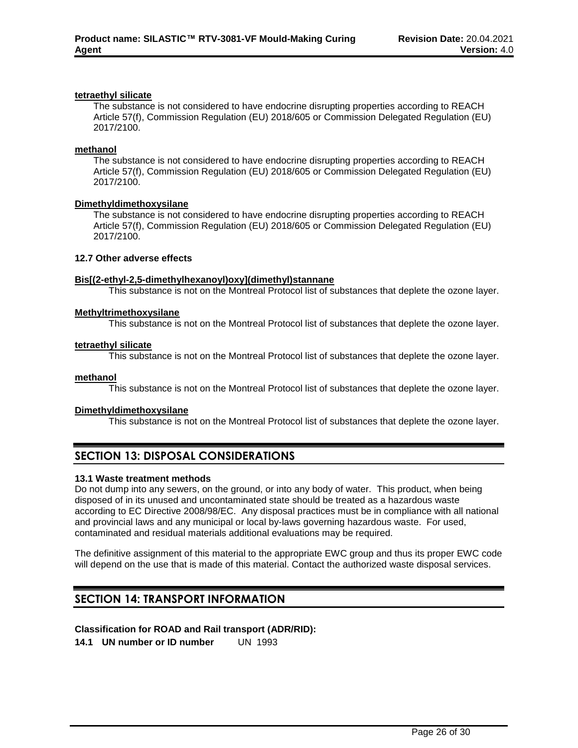**tetraethyl silicate**

The substance is not considered to have endocrine disrupting properties according to REACH Article 57(f), Commission Regulation (EU) 2018/605 or Commission Delegated Regulation (EU) 2017/2100.

**methanol**

The substance is not considered to have endocrine disrupting properties according to REACH Article 57(f), Commission Regulation (EU) 2018/605 or Commission Delegated Regulation (EU) 2017/2100.

**Dimethyldimethoxysilane**

The substance is not considered to have endocrine disrupting properties according to REACH Article 57(f), Commission Regulation (EU) 2018/605 or Commission Delegated Regulation (EU) 2017/2100.

### 12.7 Other adverse effects

**Bis[(2-ethyl-2,5-dimethylhexanoyl)oxy](dimethyl)stannane**

This substance is not on the Montreal Protocol list of substances that deplete the ozone layer.

**Methyltrimethoxysilane**

This substance is not on the Montreal Protocol list of substances that deplete the ozone layer.

**tetraethyl silicate**

This substance is not on the Montreal Protocol list of substances that deplete the ozone layer.

**methanol**

This substance is not on the Montreal Protocol list of substances that deplete the ozone layer.

**Dimethyldimethoxysilane**

This substance is not on the Montreal Protocol list of substances that deplete the ozone layer.

## SECTION 13: DISPOSAL CONSIDERATIONS

### 13.1 Waste treatment methods

Do not dump into any sewers, on the ground, or into any body of water. This product, when being disposed of in its unused and uncontaminated state should be treated as a hazardous waste according to EC Directive 2008/98/EC. Any disposal practices must be in compliance with all national and provincial laws and any municipal or local by-laws governing hazardous waste. For used, contaminated and residual materials additional evaluations may be required.

The definitive assignment of this material to the appropriate EWC group and thus its proper EWC code will depend on the use that is made of this material. Contact the authorized waste disposal services.

## SECTION 14: TRANSPORT INFORMATION

**Classification for ROAD and Rail transport (ADR/RID):**

**14.1 UN number or ID number** UN 1993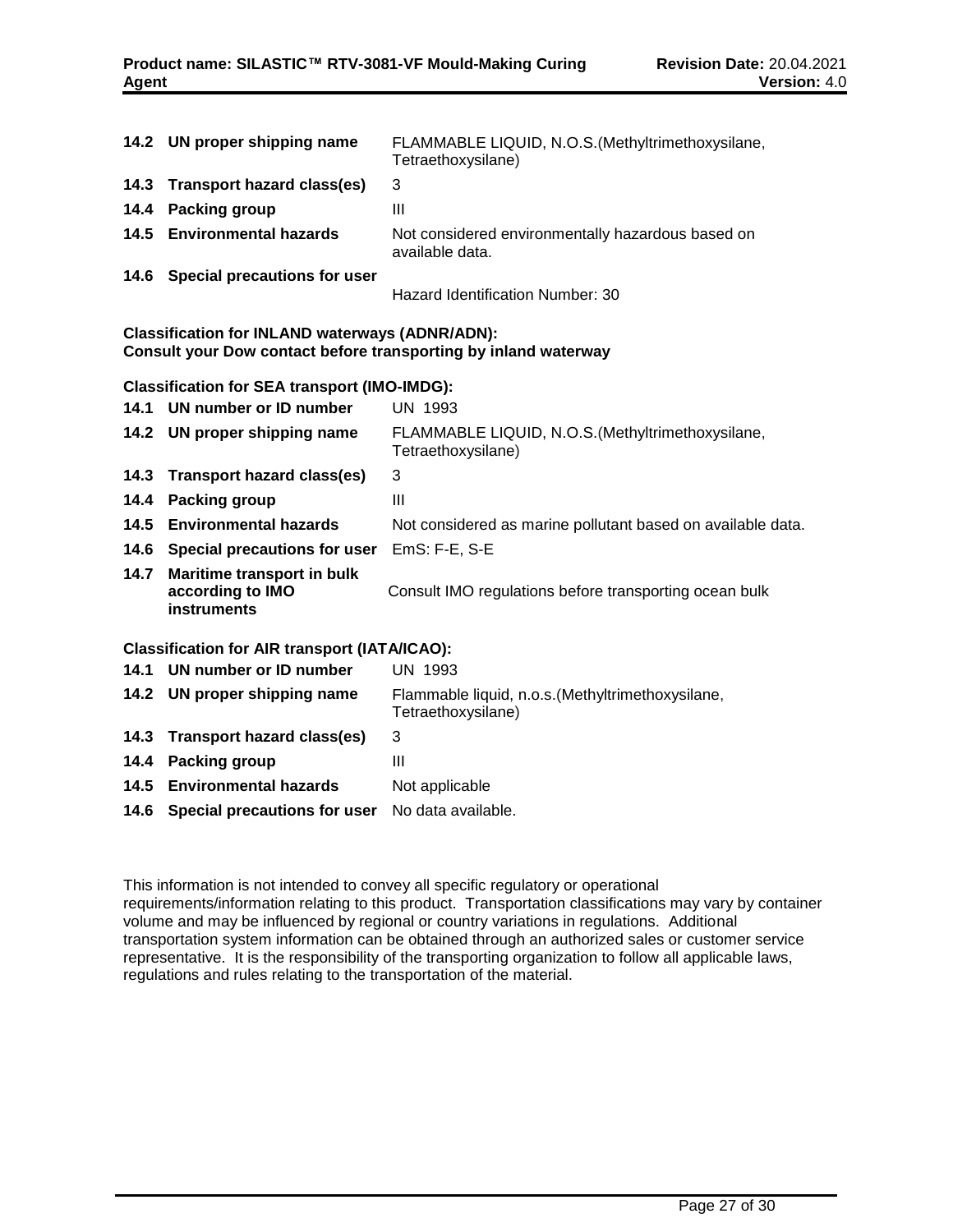| | | |
|---|---|---|
| 14.2 | **UN proper shipping name** | FLAMMABLE LIQUID, N.O.S.(Methyltrimethoxysilane, Tetraethoxysilane) |
| 14.3 | **Transport hazard class(es)** | 3 |
| 14.4 | **Packing group** | III |
| 14.5 | **Environmental hazards** | Not considered environmentally hazardous based on available data. |
| 14.6 | **Special precautions for user** | Hazard Identification Number: 30 |

**Classification for INLAND waterways (ADNR/ADN):**
**Consult your Dow contact before transporting by inland waterway**

**Classification for SEA transport (IMO-IMDG):**

| | | |
|---|---|---|
| 14.1 | **UN number or ID number** | UN 1993 |
| 14.2 | **UN proper shipping name** | FLAMMABLE LIQUID, N.O.S.(Methyltrimethoxysilane, Tetraethoxysilane) |
| 14.3 | **Transport hazard class(es)** | 3 |
| 14.4 | **Packing group** | III |
| 14.5 | **Environmental hazards** | Not considered as marine pollutant based on available data. |
| 14.6 | **Special precautions for user** | EmS: F-E, S-E |
| 14.7 | **Maritime transport in bulk according to IMO instruments** | Consult IMO regulations before transporting ocean bulk |

**Classification for AIR transport (IATA/ICAO):**

| | | |
|---|---|---|
| 14.1 | **UN number or ID number** | UN 1993 |
| 14.2 | **UN proper shipping name** | Flammable liquid, n.o.s.(Methyltrimethoxysilane, Tetraethoxysilane) |
| 14.3 | **Transport hazard class(es)** | 3 |
| 14.4 | **Packing group** | III |
| 14.5 | **Environmental hazards** | Not applicable |
| 14.6 | **Special precautions for user** | No data available. |

This information is not intended to convey all specific regulatory or operational requirements/information relating to this product. Transportation classifications may vary by container volume and may be influenced by regional or country variations in regulations. Additional transportation system information can be obtained through an authorized sales or customer service representative. It is the responsibility of the transporting organization to follow all applicable laws, regulations and rules relating to the transportation of the material.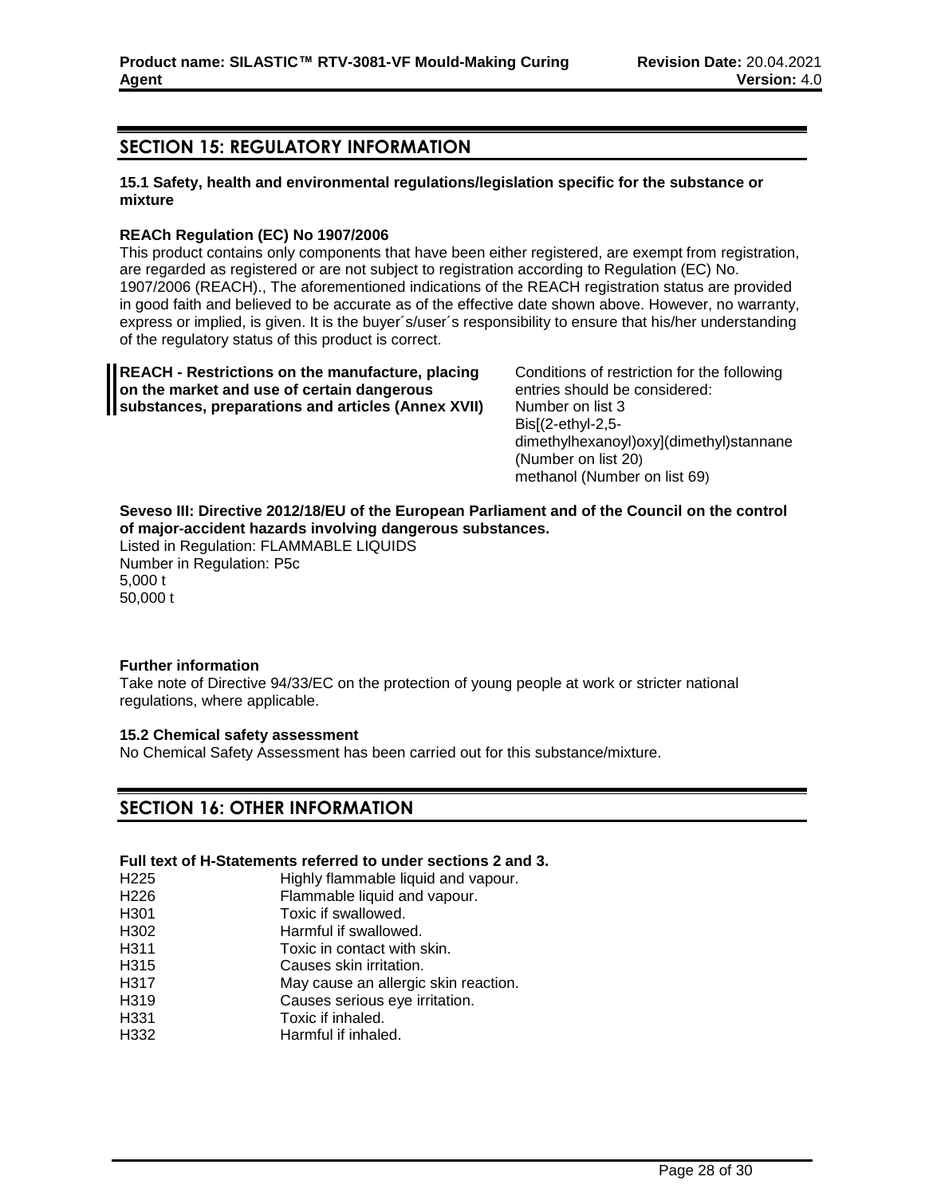## SECTION 15: REGULATORY INFORMATION

**15.1 Safety, health and environmental regulations/legislation specific for the substance or mixture**

**REACh Regulation (EC) No 1907/2006**

This product contains only components that have been either registered, are exempt from registration, are regarded as registered or are not subject to registration according to Regulation (EC) No. 1907/2006 (REACH)., The aforementioned indications of the REACH registration status are provided in good faith and believed to be accurate as of the effective date shown above. However, no warranty, express or implied, is given. It is the buyer´s/user´s responsibility to ensure that his/her understanding of the regulatory status of this product is correct.

| | |
|---|---|
| **REACH - Restrictions on the manufacture, placing on the market and use of certain dangerous substances, preparations and articles (Annex XVII)** | Conditions of restriction for the following entries should be considered: Number on list 3 Bis[(2-ethyl-2,5-dimethylhexanoyl)oxy](dimethyl)stannane (Number on list 20) methanol (Number on list 69) |

**Seveso III: Directive 2012/18/EU of the European Parliament and of the Council on the control of major-accident hazards involving dangerous substances.**

Listed in Regulation: FLAMMABLE LIQUIDS
Number in Regulation: P5c
5,000 t
50,000 t

**Further information**

Take note of Directive 94/33/EC on the protection of young people at work or stricter national regulations, where applicable.

**15.2 Chemical safety assessment**

No Chemical Safety Assessment has been carried out for this substance/mixture.

## SECTION 16: OTHER INFORMATION

**Full text of H-Statements referred to under sections 2 and 3.**

| | |
|---|---|
| H225 | Highly flammable liquid and vapour. |
| H226 | Flammable liquid and vapour. |
| H301 | Toxic if swallowed. |
| H302 | Harmful if swallowed. |
| H311 | Toxic in contact with skin. |
| H315 | Causes skin irritation. |
| H317 | May cause an allergic skin reaction. |
| H319 | Causes serious eye irritation. |
| H331 | Toxic if inhaled. |
| H332 | Harmful if inhaled. |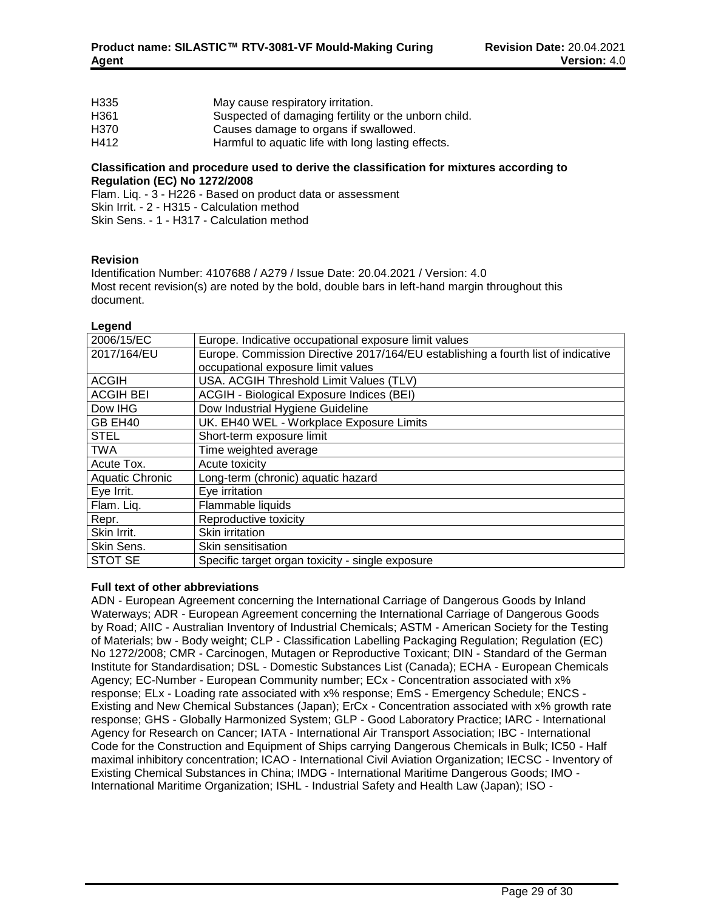| | |
|---|---|
| H335 | May cause respiratory irritation. |
| H361 | Suspected of damaging fertility or the unborn child. |
| H370 | Causes damage to organs if swallowed. |
| H412 | Harmful to aquatic life with long lasting effects. |

**Classification and procedure used to derive the classification for mixtures according to Regulation (EC) No 1272/2008**

Flam. Liq. - 3 - H226 - Based on product data or assessment
Skin Irrit. - 2 - H315 - Calculation method
Skin Sens. - 1 - H317 - Calculation method

**Revision**

Identification Number: 4107688 / A279 / Issue Date: 20.04.2021 / Version: 4.0
Most recent revision(s) are noted by the bold, double bars in left-hand margin throughout this document.

**Legend**

| | |
|---|---|
| 2006/15/EC | Europe. Indicative occupational exposure limit values |
| 2017/164/EU | Europe. Commission Directive 2017/164/EU establishing a fourth list of indicative occupational exposure limit values |
| ACGIH | USA. ACGIH Threshold Limit Values (TLV) |
| ACGIH BEI | ACGIH - Biological Exposure Indices (BEI) |
| Dow IHG | Dow Industrial Hygiene Guideline |
| GB EH40 | UK. EH40 WEL - Workplace Exposure Limits |
| STEL | Short-term exposure limit |
| TWA | Time weighted average |
| Acute Tox. | Acute toxicity |
| Aquatic Chronic | Long-term (chronic) aquatic hazard |
| Eye Irrit. | Eye irritation |
| Flam. Liq. | Flammable liquids |
| Repr. | Reproductive toxicity |
| Skin Irrit. | Skin irritation |
| Skin Sens. | Skin sensitisation |
| STOT SE | Specific target organ toxicity - single exposure |

**Full text of other abbreviations**

ADN - European Agreement concerning the International Carriage of Dangerous Goods by Inland Waterways; ADR - European Agreement concerning the International Carriage of Dangerous Goods by Road; AIIC - Australian Inventory of Industrial Chemicals; ASTM - American Society for the Testing of Materials; bw - Body weight; CLP - Classification Labelling Packaging Regulation; Regulation (EC) No 1272/2008; CMR - Carcinogen, Mutagen or Reproductive Toxicant; DIN - Standard of the German Institute for Standardisation; DSL - Domestic Substances List (Canada); ECHA - European Chemicals Agency; EC-Number - European Community number; ECx - Concentration associated with x% response; ELx - Loading rate associated with x% response; EmS - Emergency Schedule; ENCS - Existing and New Chemical Substances (Japan); ErCx - Concentration associated with x% growth rate response; GHS - Globally Harmonized System; GLP - Good Laboratory Practice; IARC - International Agency for Research on Cancer; IATA - International Air Transport Association; IBC - International Code for the Construction and Equipment of Ships carrying Dangerous Chemicals in Bulk; IC50 - Half maximal inhibitory concentration; ICAO - International Civil Aviation Organization; IECSC - Inventory of Existing Chemical Substances in China; IMDG - International Maritime Dangerous Goods; IMO - International Maritime Organization; ISHL - Industrial Safety and Health Law (Japan); ISO -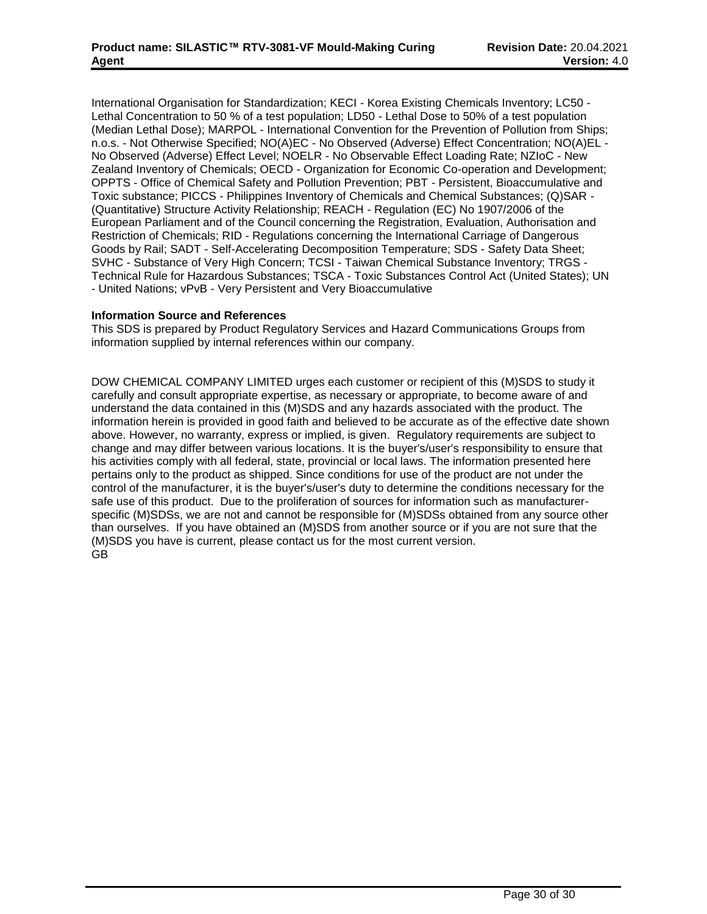International Organisation for Standardization; KECI - Korea Existing Chemicals Inventory; LC50 - Lethal Concentration to 50 % of a test population; LD50 - Lethal Dose to 50% of a test population (Median Lethal Dose); MARPOL - International Convention for the Prevention of Pollution from Ships; n.o.s. - Not Otherwise Specified; NO(A)EC - No Observed (Adverse) Effect Concentration; NO(A)EL - No Observed (Adverse) Effect Level; NOELR - No Observable Effect Loading Rate; NZIoC - New Zealand Inventory of Chemicals; OECD - Organization for Economic Co-operation and Development; OPPTS - Office of Chemical Safety and Pollution Prevention; PBT - Persistent, Bioaccumulative and Toxic substance; PICCS - Philippines Inventory of Chemicals and Chemical Substances; (Q)SAR - (Quantitative) Structure Activity Relationship; REACH - Regulation (EC) No 1907/2006 of the European Parliament and of the Council concerning the Registration, Evaluation, Authorisation and Restriction of Chemicals; RID - Regulations concerning the International Carriage of Dangerous Goods by Rail; SADT - Self-Accelerating Decomposition Temperature; SDS - Safety Data Sheet; SVHC - Substance of Very High Concern; TCSI - Taiwan Chemical Substance Inventory; TRGS - Technical Rule for Hazardous Substances; TSCA - Toxic Substances Control Act (United States); UN - United Nations; vPvB - Very Persistent and Very Bioaccumulative

**Information Source and References**

This SDS is prepared by Product Regulatory Services and Hazard Communications Groups from information supplied by internal references within our company.

DOW CHEMICAL COMPANY LIMITED urges each customer or recipient of this (M)SDS to study it carefully and consult appropriate expertise, as necessary or appropriate, to become aware of and understand the data contained in this (M)SDS and any hazards associated with the product. The information herein is provided in good faith and believed to be accurate as of the effective date shown above. However, no warranty, express or implied, is given. Regulatory requirements are subject to change and may differ between various locations. It is the buyer's/user's responsibility to ensure that his activities comply with all federal, state, provincial or local laws. The information presented here pertains only to the product as shipped. Since conditions for use of the product are not under the control of the manufacturer, it is the buyer's/user's duty to determine the conditions necessary for the safe use of this product. Due to the proliferation of sources for information such as manufacturer-specific (M)SDSs, we are not and cannot be responsible for (M)SDSs obtained from any source other than ourselves. If you have obtained an (M)SDS from another source or if you are not sure that the (M)SDS you have is current, please contact us for the most current version.
GB